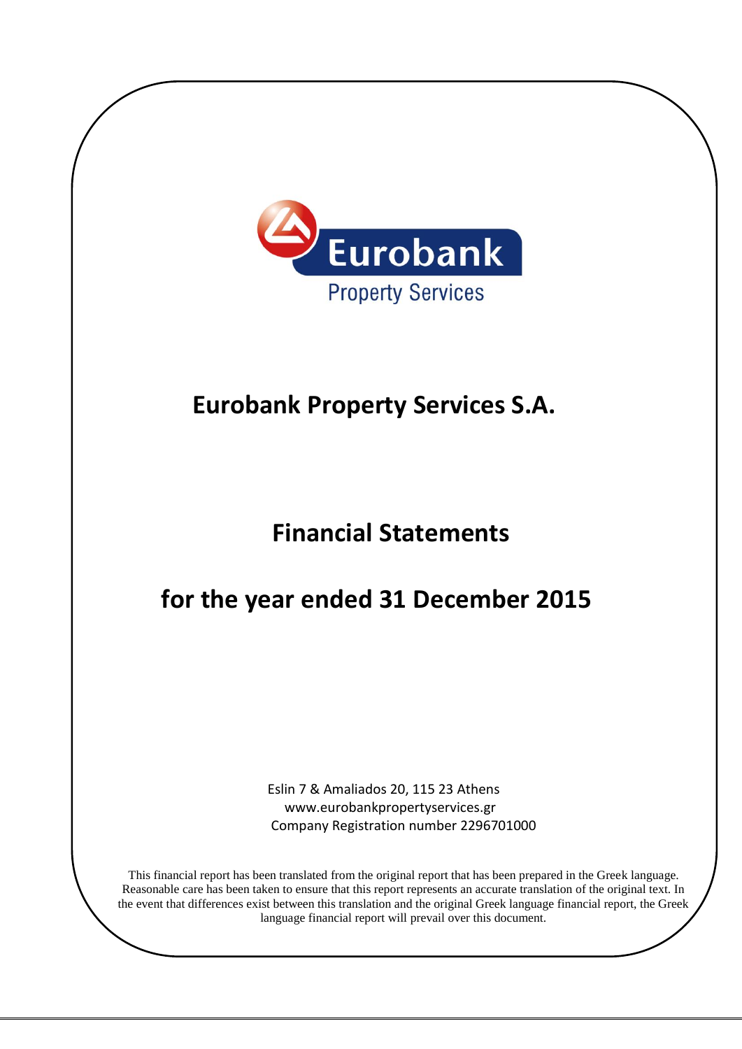Eurobank

Property Services

# Eurobank Property Services S.A.

## Financial Statements

## for the year ended 31 December 2015

Eslin 7 & Amaliados 20, 115 23 Athens
www.eurobankpropertyservices.gr
Company Registration number 2296701000

This financial report has been translated from the original report that has been prepared in the Greek language. Reasonable care has been taken to ensure that this report represents an accurate translation of the original text. In the event that differences exist between this translation and the original Greek language financial report, the Greek language financial report will prevail over this document.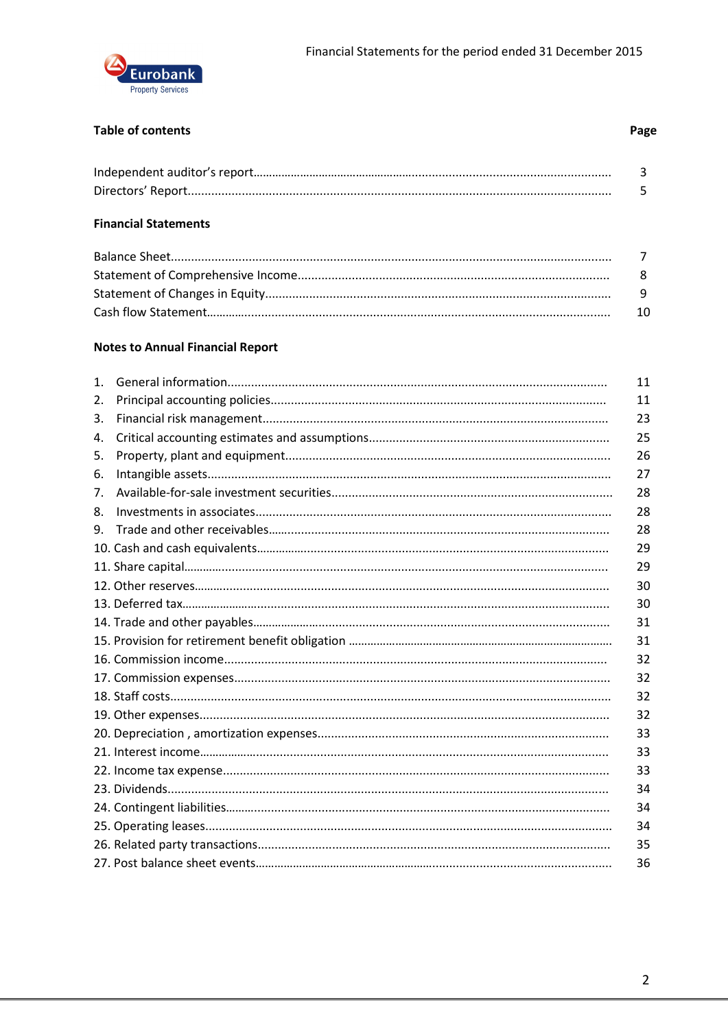## Table of contents

| | Page |
|---|---|
| Independent auditor's report | 3 |
| Directors' Report | 5 |
| **Financial Statements** | |
| Balance Sheet | 7 |
| Statement of Comprehensive Income | 8 |
| Statement of Changes in Equity | 9 |
| Cash flow Statement | 10 |
| **Notes to Annual Financial Report** | |
| 1. General information | 11 |
| 2. Principal accounting policies | 11 |
| 3. Financial risk management | 23 |
| 4. Critical accounting estimates and assumptions | 25 |
| 5. Property, plant and equipment | 26 |
| 6. Intangible assets | 27 |
| 7. Available-for-sale investment securities | 28 |
| 8. Investments in associates | 28 |
| 9. Trade and other receivables | 28 |
| 10. Cash and cash equivalents | 29 |
| 11. Share capital | 29 |
| 12. Other reserves | 30 |
| 13. Deferred tax | 30 |
| 14. Trade and other payables | 31 |
| 15. Provision for retirement benefit obligation | 31 |
| 16. Commission income | 32 |
| 17. Commission expenses | 32 |
| 18. Staff costs | 32 |
| 19. Other expenses | 32 |
| 20. Depreciation , amortization expenses | 33 |
| 21. Interest income | 33 |
| 22. Income tax expense | 33 |
| 23. Dividends | 34 |
| 24. Contingent liabilities | 34 |
| 25. Operating leases | 34 |
| 26. Related party transactions | 35 |
| 27. Post balance sheet events | 36 |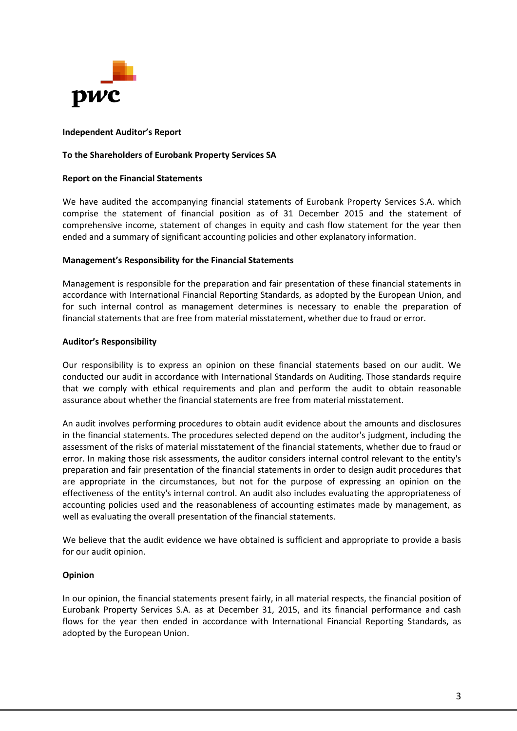**Independent Auditor's Report**

**To the Shareholders of Eurobank Property Services SA**

**Report on the Financial Statements**

We have audited the accompanying financial statements of Eurobank Property Services S.A. which comprise the statement of financial position as of 31 December 2015 and the statement of comprehensive income, statement of changes in equity and cash flow statement for the year then ended and a summary of significant accounting policies and other explanatory information.

**Management's Responsibility for the Financial Statements**

Management is responsible for the preparation and fair presentation of these financial statements in accordance with International Financial Reporting Standards, as adopted by the European Union, and for such internal control as management determines is necessary to enable the preparation of financial statements that are free from material misstatement, whether due to fraud or error.

**Auditor's Responsibility**

Our responsibility is to express an opinion on these financial statements based on our audit. We conducted our audit in accordance with International Standards on Auditing. Those standards require that we comply with ethical requirements and plan and perform the audit to obtain reasonable assurance about whether the financial statements are free from material misstatement.

An audit involves performing procedures to obtain audit evidence about the amounts and disclosures in the financial statements. The procedures selected depend on the auditor's judgment, including the assessment of the risks of material misstatement of the financial statements, whether due to fraud or error. In making those risk assessments, the auditor considers internal control relevant to the entity's preparation and fair presentation of the financial statements in order to design audit procedures that are appropriate in the circumstances, but not for the purpose of expressing an opinion on the effectiveness of the entity's internal control. An audit also includes evaluating the appropriateness of accounting policies used and the reasonableness of accounting estimates made by management, as well as evaluating the overall presentation of the financial statements.

We believe that the audit evidence we have obtained is sufficient and appropriate to provide a basis for our audit opinion.

**Opinion**

In our opinion, the financial statements present fairly, in all material respects, the financial position of Eurobank Property Services S.A. as at December 31, 2015, and its financial performance and cash flows for the year then ended in accordance with International Financial Reporting Standards, as adopted by the European Union.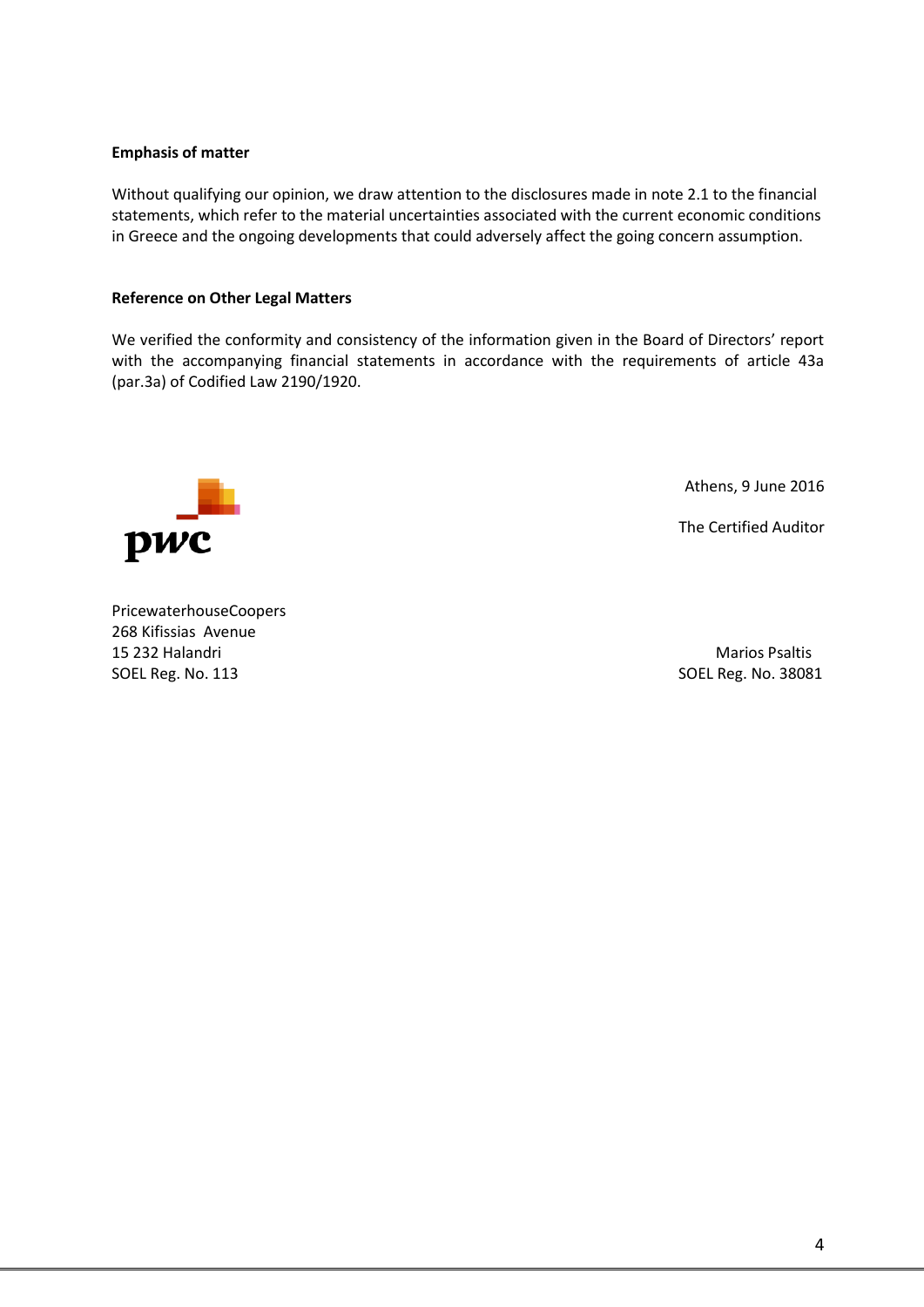**Emphasis of matter**

Without qualifying our opinion, we draw attention to the disclosures made in note 2.1 to the financial statements, which refer to the material uncertainties associated with the current economic conditions in Greece and the ongoing developments that could adversely affect the going concern assumption.

**Reference on Other Legal Matters**

We verified the conformity and consistency of the information given in the Board of Directors' report with the accompanying financial statements in accordance with the requirements of article 43a (par.3a) of Codified Law 2190/1920.

Athens, 9 June 2016

The Certified Auditor

PricewaterhouseCoopers
268 Kifissias Avenue
15 232 Halandri
SOEL Reg. No. 113

Marios Psaltis
SOEL Reg. No. 38081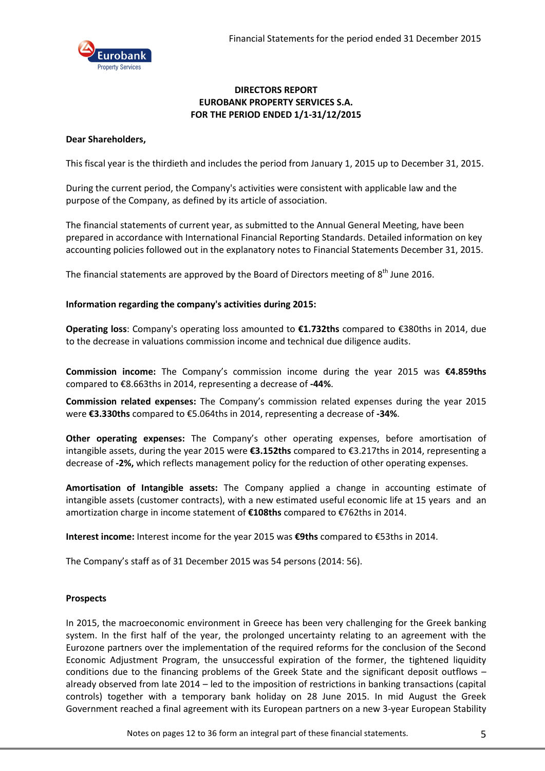# DIRECTORS REPORT
# EUROBANK PROPERTY SERVICES S.A.
# FOR THE PERIOD ENDED 1/1-31/12/2015

**Dear Shareholders,**

This fiscal year is the thirdieth and includes the period from January 1, 2015 up to December 31, 2015.

During the current period, the Company's activities were consistent with applicable law and the purpose of the Company, as defined by its article of association.

The financial statements of current year, as submitted to the Annual General Meeting, have been prepared in accordance with International Financial Reporting Standards. Detailed information on key accounting policies followed out in the explanatory notes to Financial Statements December 31, 2015.

The financial statements are approved by the Board of Directors meeting of 8th June 2016.

**Information regarding the company's activities during 2015:**

**Operating loss**: Company's operating loss amounted to **€1.732ths** compared to €380ths in 2014, due to the decrease in valuations commission income and technical due diligence audits.

**Commission income:** The Company's commission income during the year 2015 was **€4.859ths** compared to €8.663ths in 2014, representing a decrease of **-44%**.

**Commission related expenses:** The Company's commission related expenses during the year 2015 were **€3.330ths** compared to €5.064ths in 2014, representing a decrease of **-34%**.

**Other operating expenses:** The Company's other operating expenses, before amortisation of intangible assets, during the year 2015 were **€3.152ths** compared to €3.217ths in 2014, representing a decrease of **-2%,** which reflects management policy for the reduction of other operating expenses.

**Amortisation of Intangible assets:** The Company applied a change in accounting estimate of intangible assets (customer contracts), with a new estimated useful economic life at 15 years and an amortization charge in income statement of **€108ths** compared to €762ths in 2014.

**Interest income:** Interest income for the year 2015 was **€9ths** compared to €53ths in 2014.

The Company's staff as of 31 December 2015 was 54 persons (2014: 56).

**Prospects**

In 2015, the macroeconomic environment in Greece has been very challenging for the Greek banking system. In the first half of the year, the prolonged uncertainty relating to an agreement with the Eurozone partners over the implementation of the required reforms for the conclusion of the Second Economic Adjustment Program, the unsuccessful expiration of the former, the tightened liquidity conditions due to the financing problems of the Greek State and the significant deposit outflows – already observed from late 2014 – led to the imposition of restrictions in banking transactions (capital controls) together with a temporary bank holiday on 28 June 2015. In mid August the Greek Government reached a final agreement with its European partners on a new 3-year European Stability

Notes on pages 12 to 36 form an integral part of these financial statements.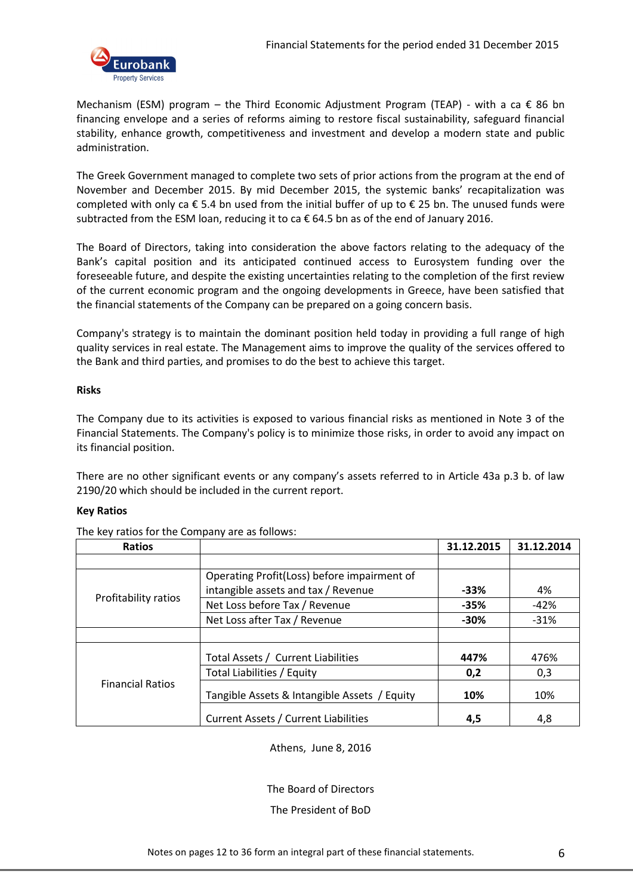Mechanism (ESM) program – the Third Economic Adjustment Program (TEAP) - with a ca € 86 bn financing envelope and a series of reforms aiming to restore fiscal sustainability, safeguard financial stability, enhance growth, competitiveness and investment and develop a modern state and public administration.

The Greek Government managed to complete two sets of prior actions from the program at the end of November and December 2015. By mid December 2015, the systemic banks' recapitalization was completed with only ca € 5.4 bn used from the initial buffer of up to € 25 bn. The unused funds were subtracted from the ESM loan, reducing it to ca € 64.5 bn as of the end of January 2016.

The Board of Directors, taking into consideration the above factors relating to the adequacy of the Bank's capital position and its anticipated continued access to Eurosystem funding over the foreseeable future, and despite the existing uncertainties relating to the completion of the first review of the current economic program and the ongoing developments in Greece, have been satisfied that the financial statements of the Company can be prepared on a going concern basis.

Company's strategy is to maintain the dominant position held today in providing a full range of high quality services in real estate. The Management aims to improve the quality of the services offered to the Bank and third parties, and promises to do the best to achieve this target.

**Risks**

The Company due to its activities is exposed to various financial risks as mentioned in Note 3 of the Financial Statements. The Company's policy is to minimize those risks, in order to avoid any impact on its financial position.

There are no other significant events or any company's assets referred to in Article 43a p.3 b. of law 2190/20 which should be included in the current report.

**Key Ratios**

The key ratios for the Company are as follows:

| Ratios | | 31.12.2015 | 31.12.2014 |
|---|---|---|---|
| | | | |
| Profitability ratios | Operating Profit(Loss) before impairment of intangible assets and tax / Revenue | **-33%** | 4% |
| | Net Loss before Tax / Revenue | **-35%** | -42% |
| | Net Loss after Tax / Revenue | **-30%** | -31% |
| | | | |
| Financial Ratios | Total Assets / Current Liabilities | **447%** | 476% |
| | Total Liabilities / Equity | **0,2** | 0,3 |
| | Tangible Assets & Intangible Assets / Equity | **10%** | 10% |
| | Current Assets / Current Liabilities | **4,5** | 4,8 |

Athens, June 8, 2016

The Board of Directors

The President of BoD

Notes on pages 12 to 36 form an integral part of these financial statements.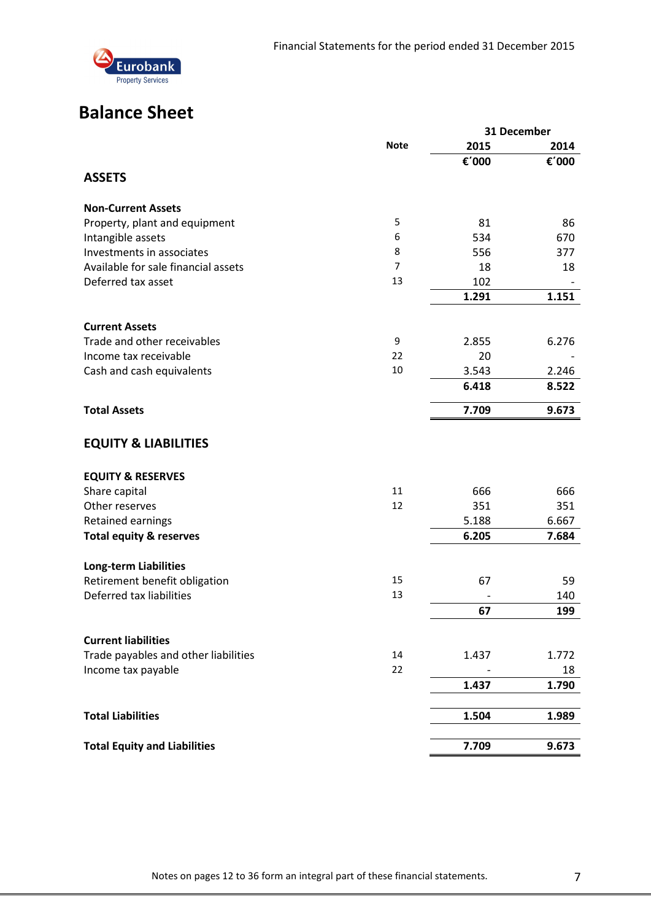# Balance Sheet

| | Note | 31 December 2015 | 2014 |
|---|---|---|---|
| | | €΄000 | €΄000 |
| **ASSETS** | | | |
| **Non-Current Assets** | | | |
| Property, plant and equipment | 5 | 81 | 86 |
| Intangible assets | 6 | 534 | 670 |
| Investments in associates | 8 | 556 | 377 |
| Available for sale financial assets | 7 | 18 | 18 |
| Deferred tax asset | 13 | 102 | - |
| | | **1.291** | **1.151** |
| **Current Assets** | | | |
| Trade and other receivables | 9 | 2.855 | 6.276 |
| Income tax receivable | 22 | 20 | - |
| Cash and cash equivalents | 10 | 3.543 | 2.246 |
| | | **6.418** | **8.522** |
| **Total Assets** | | **7.709** | **9.673** |
| **EQUITY & LIABILITIES** | | | |
| **EQUITY & RESERVES** | | | |
| Share capital | 11 | 666 | 666 |
| Other reserves | 12 | 351 | 351 |
| Retained earnings | | 5.188 | 6.667 |
| **Total equity & reserves** | | **6.205** | **7.684** |
| **Long-term Liabilities** | | | |
| Retirement benefit obligation | 15 | 67 | 59 |
| Deferred tax liabilities | 13 | - | 140 |
| | | **67** | **199** |
| **Current liabilities** | | | |
| Trade payables and other liabilities | 14 | 1.437 | 1.772 |
| Income tax payable | 22 | - | 18 |
| | | **1.437** | **1.790** |
| **Total Liabilities** | | **1.504** | **1.989** |
| **Total Equity and Liabilities** | | **7.709** | **9.673** |

Notes on pages 12 to 36 form an integral part of these financial statements.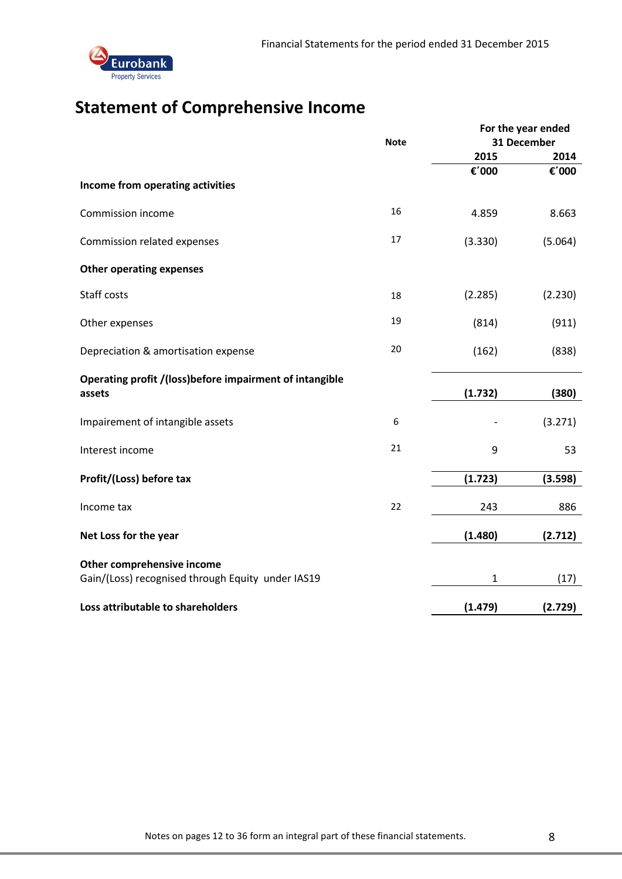# Statement of Comprehensive Income

| | Note | For the year ended 31 December | |
|---|---|---|---|
| | | 2015 | 2014 |
| | | €΄000 | €΄000 |
| **Income from operating activities** | | | |
| Commission income | 16 | 4.859 | 8.663 |
| Commission related expenses | 17 | (3.330) | (5.064) |
| **Other operating expenses** | | | |
| Staff costs | 18 | (2.285) | (2.230) |
| Other expenses | 19 | (814) | (911) |
| Depreciation & amortisation expense | 20 | (162) | (838) |
| **Operating profit /(loss)before impairment of intangible assets** | | **(1.732)** | **(380)** |
| Impairement of intangible assets | 6 | - | (3.271) |
| Interest income | 21 | 9 | 53 |
| **Profit/(Loss) before tax** | | **(1.723)** | **(3.598)** |
| Income tax | 22 | 243 | 886 |
| **Net Loss for the year** | | **(1.480)** | **(2.712)** |
| **Other comprehensive income** | | | |
| Gain/(Loss) recognised through Equity under IAS19 | | 1 | (17) |
| **Loss attributable to shareholders** | | **(1.479)** | **(2.729)** |

Notes on pages 12 to 36 form an integral part of these financial statements.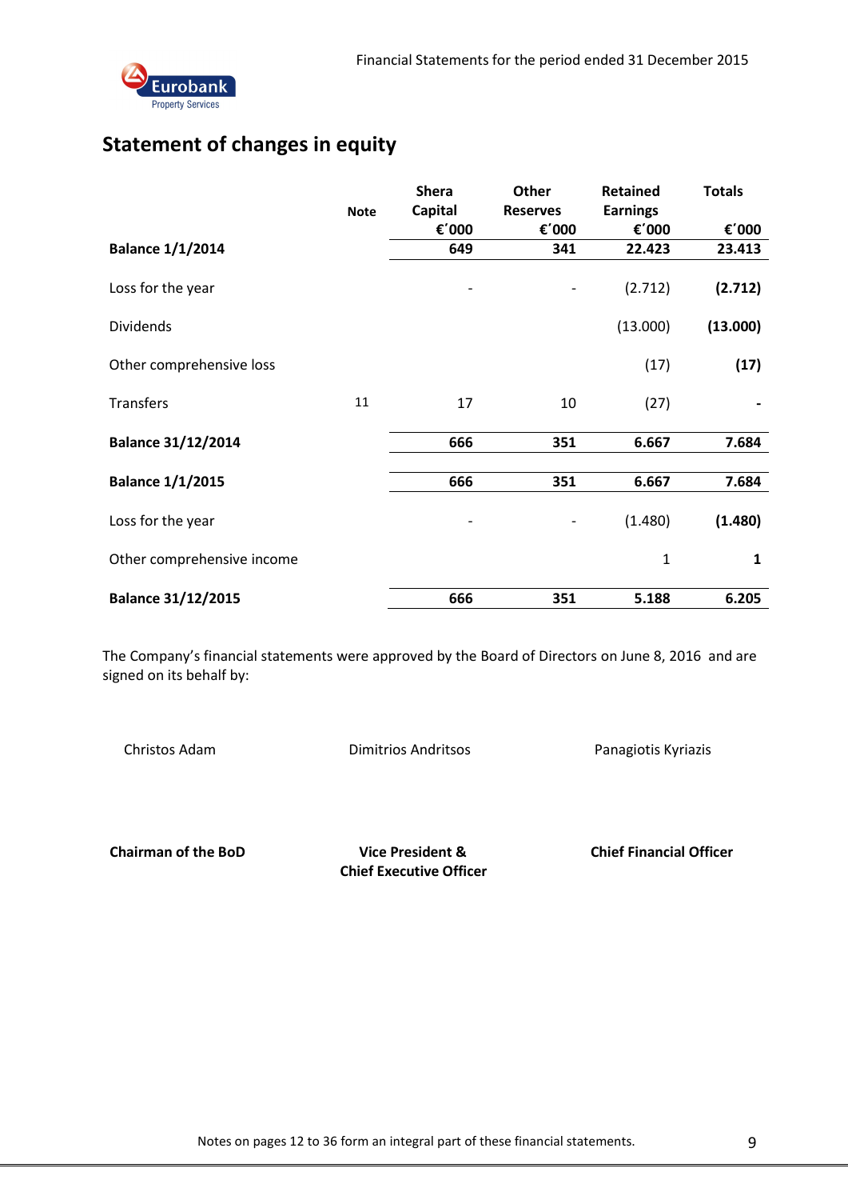## Statement of changes in equity

| | Note | Shera Capital €΄000 | Other Reserves €΄000 | Retained Earnings €΄000 | Totals €΄000 |
|---|---|---|---|---|---|
| **Balance 1/1/2014** | | **649** | **341** | **22.423** | **23.413** |
| Loss for the year | | - | - | (2.712) | **(2.712)** |
| Dividends | | | | (13.000) | **(13.000)** |
| Other comprehensive loss | | | | (17) | **(17)** |
| Transfers | 11 | 17 | 10 | (27) | **-** |
| **Balance 31/12/2014** | | **666** | **351** | **6.667** | **7.684** |
| **Balance 1/1/2015** | | **666** | **351** | **6.667** | **7.684** |
| Loss for the year | | - | - | (1.480) | **(1.480)** |
| Other comprehensive income | | | | 1 | **1** |
| **Balance 31/12/2015** | | **666** | **351** | **5.188** | **6.205** |

The Company's financial statements were approved by the Board of Directors on June 8, 2016 and are signed on its behalf by:

| Christos Adam | Dimitrios Andritsos | Panagiotis Kyriazis |
|---|---|---|
| **Chairman of the BoD** | **Vice President & Chief Executive Officer** | **Chief Financial Officer** |

Notes on pages 12 to 36 form an integral part of these financial statements.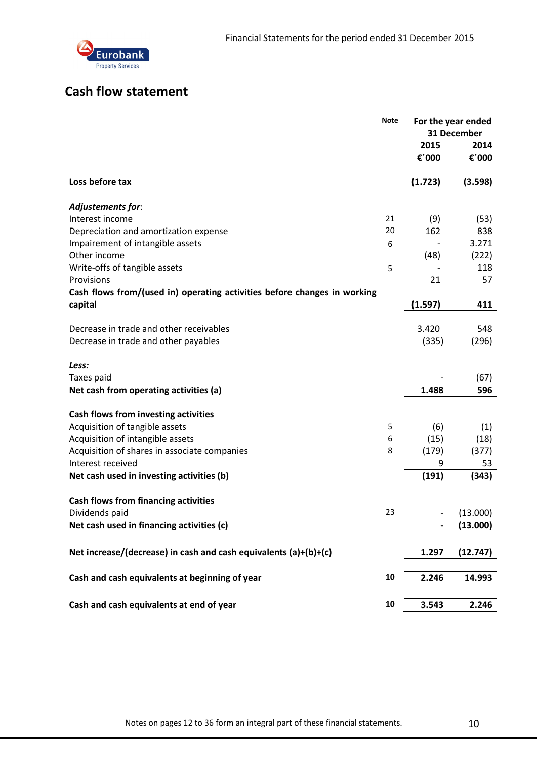## Cash flow statement

| | Note | For the year ended 31 December 2015 €´000 | 2014 €´000 |
|---|---|---|---|
| **Loss before tax** | | **(1.723)** | **(3.598)** |
| ***Adjustements for*:** | | | |
| Interest income | 21 | (9) | (53) |
| Depreciation and amortization expense | 20 | 162 | 838 |
| Impairement of intangible assets | 6 | - | 3.271 |
| Other income | | (48) | (222) |
| Write-offs of tangible assets | 5 | - | 118 |
| Provisions | | 21 | 57 |
| **Cash flows from/(used in) operating activities before changes in working capital** | | **(1.597)** | **411** |
| Decrease in trade and other receivables | | 3.420 | 548 |
| Decrease in trade and other payables | | (335) | (296) |
| ***Less:*** | | | |
| Taxes paid | | - | (67) |
| **Net cash from operating activities (a)** | | **1.488** | **596** |
| **Cash flows from investing activities** | | | |
| Acquisition of tangible assets | 5 | (6) | (1) |
| Acquisition of intangible assets | 6 | (15) | (18) |
| Acquisition of shares in associate companies | 8 | (179) | (377) |
| Interest received | | 9 | 53 |
| **Net cash used in investing activities (b)** | | **(191)** | **(343)** |
| **Cash flows from financing activities** | | | |
| Dividends paid | 23 | - | (13.000) |
| **Net cash used in financing activities (c)** | | **-** | **(13.000)** |
| **Net increase/(decrease) in cash and cash equivalents (a)+(b)+(c)** | | **1.297** | **(12.747)** |
| **Cash and cash equivalents at beginning of year** | **10** | **2.246** | **14.993** |
| **Cash and cash equivalents at end of year** | **10** | **3.543** | **2.246** |

Notes on pages 12 to 36 form an integral part of these financial statements.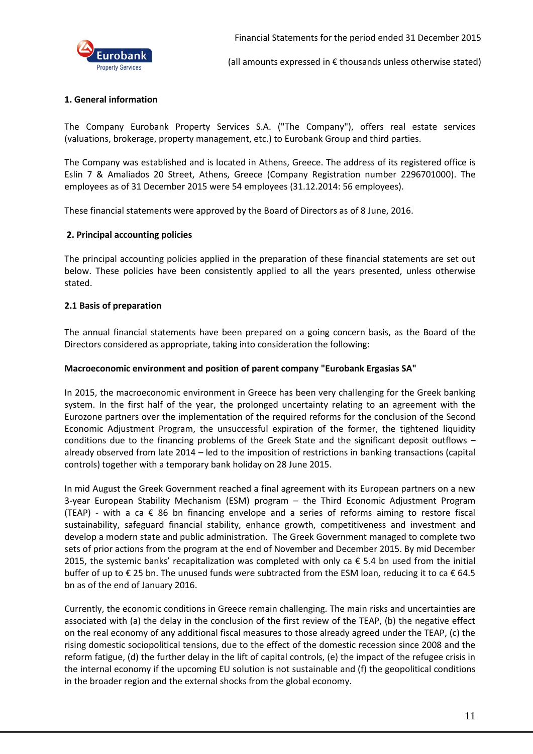## 1. General information

The Company Eurobank Property Services S.A. ("The Company"), offers real estate services (valuations, brokerage, property management, etc.) to Eurobank Group and third parties.

The Company was established and is located in Athens, Greece. The address of its registered office is Eslin 7 & Amaliados 20 Street, Athens, Greece (Company Registration number 2296701000). The employees as of 31 December 2015 were 54 employees (31.12.2014: 56 employees).

These financial statements were approved by the Board of Directors as of 8 June, 2016.

## 2. Principal accounting policies

The principal accounting policies applied in the preparation of these financial statements are set out below. These policies have been consistently applied to all the years presented, unless otherwise stated.

### 2.1 Basis of preparation

The annual financial statements have been prepared on a going concern basis, as the Board of the Directors considered as appropriate, taking into consideration the following:

**Macroeconomic environment and position of parent company "Eurobank Ergasias SA"**

In 2015, the macroeconomic environment in Greece has been very challenging for the Greek banking system. In the first half of the year, the prolonged uncertainty relating to an agreement with the Eurozone partners over the implementation of the required reforms for the conclusion of the Second Economic Adjustment Program, the unsuccessful expiration of the former, the tightened liquidity conditions due to the financing problems of the Greek State and the significant deposit outflows – already observed from late 2014 – led to the imposition of restrictions in banking transactions (capital controls) together with a temporary bank holiday on 28 June 2015.

In mid August the Greek Government reached a final agreement with its European partners on a new 3-year European Stability Mechanism (ESM) program – the Third Economic Adjustment Program (TEAP) - with a ca € 86 bn financing envelope and a series of reforms aiming to restore fiscal sustainability, safeguard financial stability, enhance growth, competitiveness and investment and develop a modern state and public administration. The Greek Government managed to complete two sets of prior actions from the program at the end of November and December 2015. By mid December 2015, the systemic banks' recapitalization was completed with only ca € 5.4 bn used from the initial buffer of up to € 25 bn. The unused funds were subtracted from the ESM loan, reducing it to ca € 64.5 bn as of the end of January 2016.

Currently, the economic conditions in Greece remain challenging. The main risks and uncertainties are associated with (a) the delay in the conclusion of the first review of the TEAP, (b) the negative effect on the real economy of any additional fiscal measures to those already agreed under the TEAP, (c) the rising domestic sociopolitical tensions, due to the effect of the domestic recession since 2008 and the reform fatigue, (d) the further delay in the lift of capital controls, (e) the impact of the refugee crisis in the internal economy if the upcoming EU solution is not sustainable and (f) the geopolitical conditions in the broader region and the external shocks from the global economy.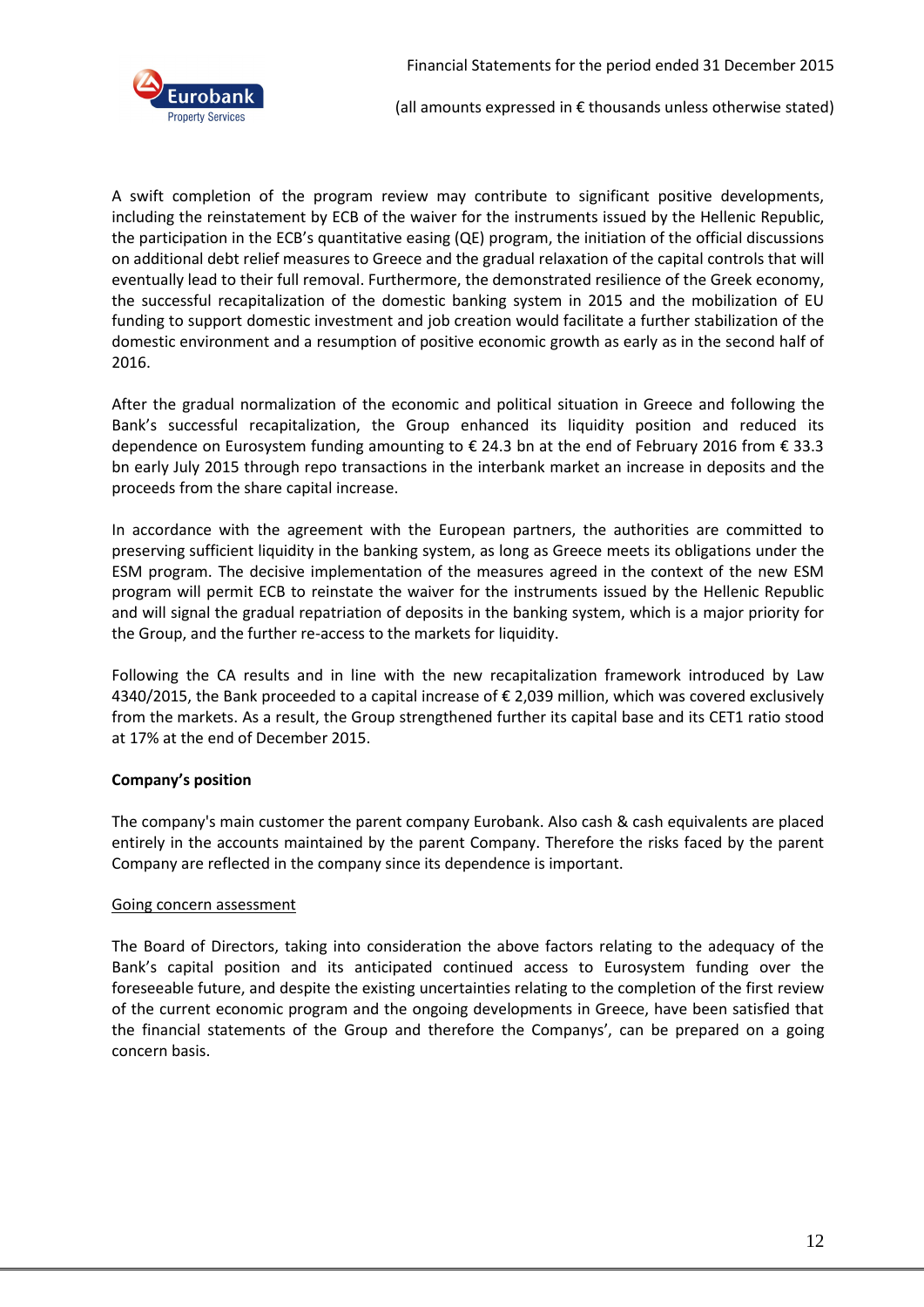A swift completion of the program review may contribute to significant positive developments, including the reinstatement by ECB of the waiver for the instruments issued by the Hellenic Republic, the participation in the ECB's quantitative easing (QE) program, the initiation of the official discussions on additional debt relief measures to Greece and the gradual relaxation of the capital controls that will eventually lead to their full removal. Furthermore, the demonstrated resilience of the Greek economy, the successful recapitalization of the domestic banking system in 2015 and the mobilization of EU funding to support domestic investment and job creation would facilitate a further stabilization of the domestic environment and a resumption of positive economic growth as early as in the second half of 2016.

After the gradual normalization of the economic and political situation in Greece and following the Bank's successful recapitalization, the Group enhanced its liquidity position and reduced its dependence on Eurosystem funding amounting to € 24.3 bn at the end of February 2016 from € 33.3 bn early July 2015 through repo transactions in the interbank market an increase in deposits and the proceeds from the share capital increase.

In accordance with the agreement with the European partners, the authorities are committed to preserving sufficient liquidity in the banking system, as long as Greece meets its obligations under the ESM program. The decisive implementation of the measures agreed in the context of the new ESM program will permit ECB to reinstate the waiver for the instruments issued by the Hellenic Republic and will signal the gradual repatriation of deposits in the banking system, which is a major priority for the Group, and the further re-access to the markets for liquidity.

Following the CA results and in line with the new recapitalization framework introduced by Law 4340/2015, the Bank proceeded to a capital increase of € 2,039 million, which was covered exclusively from the markets. As a result, the Group strengthened further its capital base and its CET1 ratio stood at 17% at the end of December 2015.

**Company's position**

The company's main customer the parent company Eurobank. Also cash & cash equivalents are placed entirely in the accounts maintained by the parent Company. Therefore the risks faced by the parent Company are reflected in the company since its dependence is important.

<u>Going concern assessment</u>

The Board of Directors, taking into consideration the above factors relating to the adequacy of the Bank's capital position and its anticipated continued access to Eurosystem funding over the foreseeable future, and despite the existing uncertainties relating to the completion of the first review of the current economic program and the ongoing developments in Greece, have been satisfied that the financial statements of the Group and therefore the Companys', can be prepared on a going concern basis.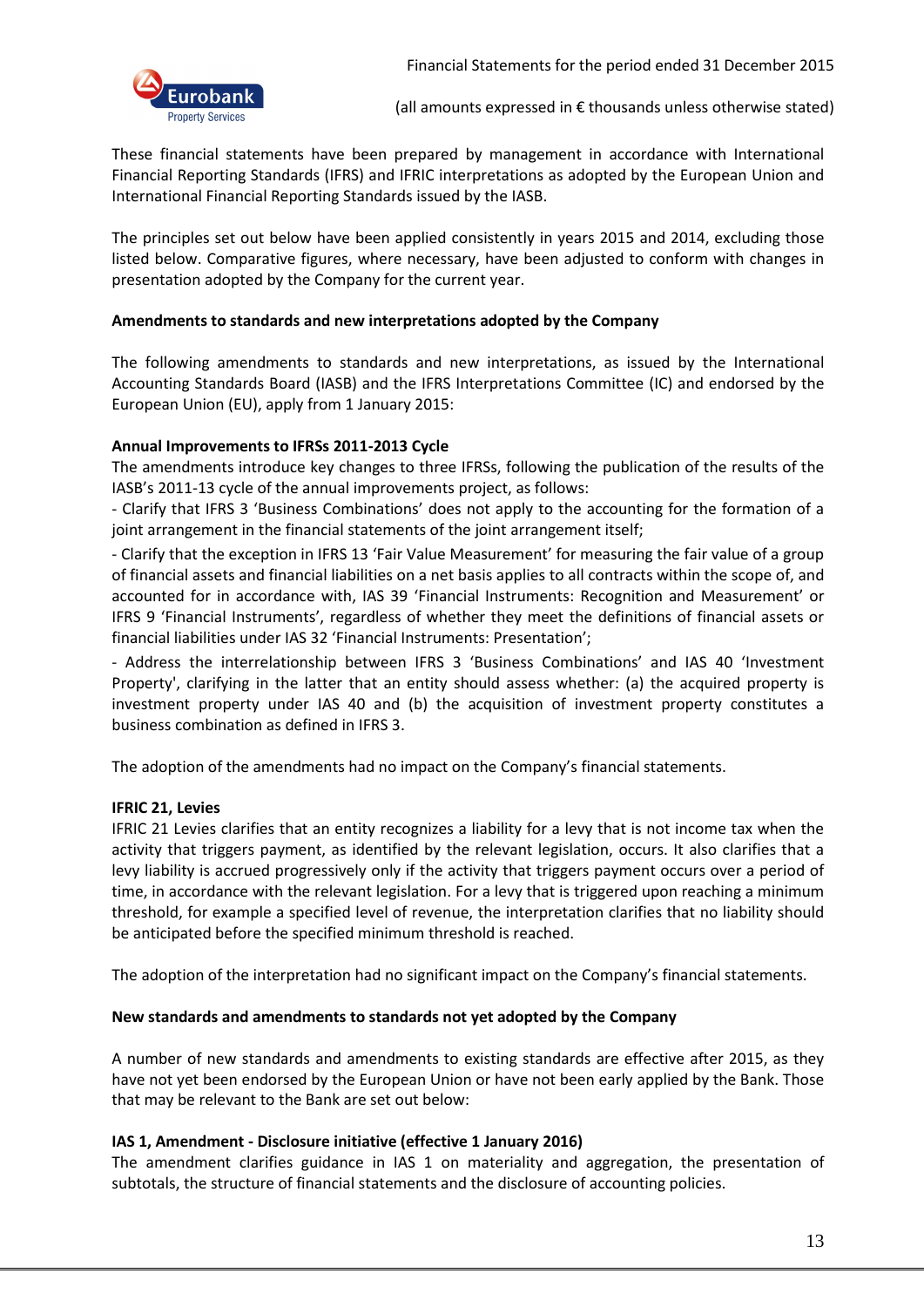These financial statements have been prepared by management in accordance with International Financial Reporting Standards (IFRS) and IFRIC interpretations as adopted by the European Union and International Financial Reporting Standards issued by the IASB.

The principles set out below have been applied consistently in years 2015 and 2014, excluding those listed below. Comparative figures, where necessary, have been adjusted to conform with changes in presentation adopted by the Company for the current year.

**Amendments to standards and new interpretations adopted by the Company**

The following amendments to standards and new interpretations, as issued by the International Accounting Standards Board (IASB) and the IFRS Interpretations Committee (IC) and endorsed by the European Union (EU), apply from 1 January 2015:

**Annual Improvements to IFRSs 2011-2013 Cycle**

The amendments introduce key changes to three IFRSs, following the publication of the results of the IASB's 2011-13 cycle of the annual improvements project, as follows:

- Clarify that IFRS 3 'Business Combinations' does not apply to the accounting for the formation of a joint arrangement in the financial statements of the joint arrangement itself;
- Clarify that the exception in IFRS 13 'Fair Value Measurement' for measuring the fair value of a group of financial assets and financial liabilities on a net basis applies to all contracts within the scope of, and accounted for in accordance with, IAS 39 'Financial Instruments: Recognition and Measurement' or IFRS 9 'Financial Instruments', regardless of whether they meet the definitions of financial assets or financial liabilities under IAS 32 'Financial Instruments: Presentation';
- Address the interrelationship between IFRS 3 'Business Combinations' and IAS 40 'Investment Property', clarifying in the latter that an entity should assess whether: (a) the acquired property is investment property under IAS 40 and (b) the acquisition of investment property constitutes a business combination as defined in IFRS 3.

The adoption of the amendments had no impact on the Company's financial statements.

**IFRIC 21, Levies**

IFRIC 21 Levies clarifies that an entity recognizes a liability for a levy that is not income tax when the activity that triggers payment, as identified by the relevant legislation, occurs. It also clarifies that a levy liability is accrued progressively only if the activity that triggers payment occurs over a period of time, in accordance with the relevant legislation. For a levy that is triggered upon reaching a minimum threshold, for example a specified level of revenue, the interpretation clarifies that no liability should be anticipated before the specified minimum threshold is reached.

The adoption of the interpretation had no significant impact on the Company's financial statements.

**New standards and amendments to standards not yet adopted by the Company**

A number of new standards and amendments to existing standards are effective after 2015, as they have not yet been endorsed by the European Union or have not been early applied by the Bank. Those that may be relevant to the Bank are set out below:

**IAS 1, Amendment - Disclosure initiative (effective 1 January 2016)**

The amendment clarifies guidance in IAS 1 on materiality and aggregation, the presentation of subtotals, the structure of financial statements and the disclosure of accounting policies.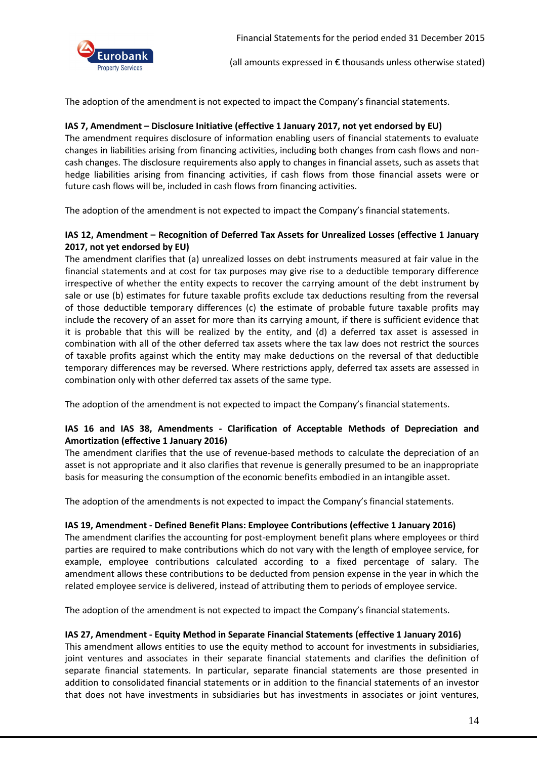The adoption of the amendment is not expected to impact the Company's financial statements.

**IAS 7, Amendment – Disclosure Initiative (effective 1 January 2017, not yet endorsed by EU)**
The amendment requires disclosure of information enabling users of financial statements to evaluate changes in liabilities arising from financing activities, including both changes from cash flows and non-cash changes. The disclosure requirements also apply to changes in financial assets, such as assets that hedge liabilities arising from financing activities, if cash flows from those financial assets were or future cash flows will be, included in cash flows from financing activities.

The adoption of the amendment is not expected to impact the Company's financial statements.

**IAS 12, Amendment – Recognition of Deferred Tax Assets for Unrealized Losses (effective 1 January 2017, not yet endorsed by EU)**
The amendment clarifies that (a) unrealized losses on debt instruments measured at fair value in the financial statements and at cost for tax purposes may give rise to a deductible temporary difference irrespective of whether the entity expects to recover the carrying amount of the debt instrument by sale or use (b) estimates for future taxable profits exclude tax deductions resulting from the reversal of those deductible temporary differences (c) the estimate of probable future taxable profits may include the recovery of an asset for more than its carrying amount, if there is sufficient evidence that it is probable that this will be realized by the entity, and (d) a deferred tax asset is assessed in combination with all of the other deferred tax assets where the tax law does not restrict the sources of taxable profits against which the entity may make deductions on the reversal of that deductible temporary differences may be reversed. Where restrictions apply, deferred tax assets are assessed in combination only with other deferred tax assets of the same type.

The adoption of the amendment is not expected to impact the Company's financial statements.

**IAS 16 and IAS 38, Amendments - Clarification of Acceptable Methods of Depreciation and Amortization (effective 1 January 2016)**
The amendment clarifies that the use of revenue-based methods to calculate the depreciation of an asset is not appropriate and it also clarifies that revenue is generally presumed to be an inappropriate basis for measuring the consumption of the economic benefits embodied in an intangible asset.

The adoption of the amendments is not expected to impact the Company's financial statements.

**IAS 19, Amendment - Defined Benefit Plans: Employee Contributions (effective 1 January 2016)**
The amendment clarifies the accounting for post-employment benefit plans where employees or third parties are required to make contributions which do not vary with the length of employee service, for example, employee contributions calculated according to a fixed percentage of salary. The amendment allows these contributions to be deducted from pension expense in the year in which the related employee service is delivered, instead of attributing them to periods of employee service.

The adoption of the amendment is not expected to impact the Company's financial statements.

**IAS 27, Amendment - Equity Method in Separate Financial Statements (effective 1 January 2016)**
This amendment allows entities to use the equity method to account for investments in subsidiaries, joint ventures and associates in their separate financial statements and clarifies the definition of separate financial statements. In particular, separate financial statements are those presented in addition to consolidated financial statements or in addition to the financial statements of an investor that does not have investments in subsidiaries but has investments in associates or joint ventures,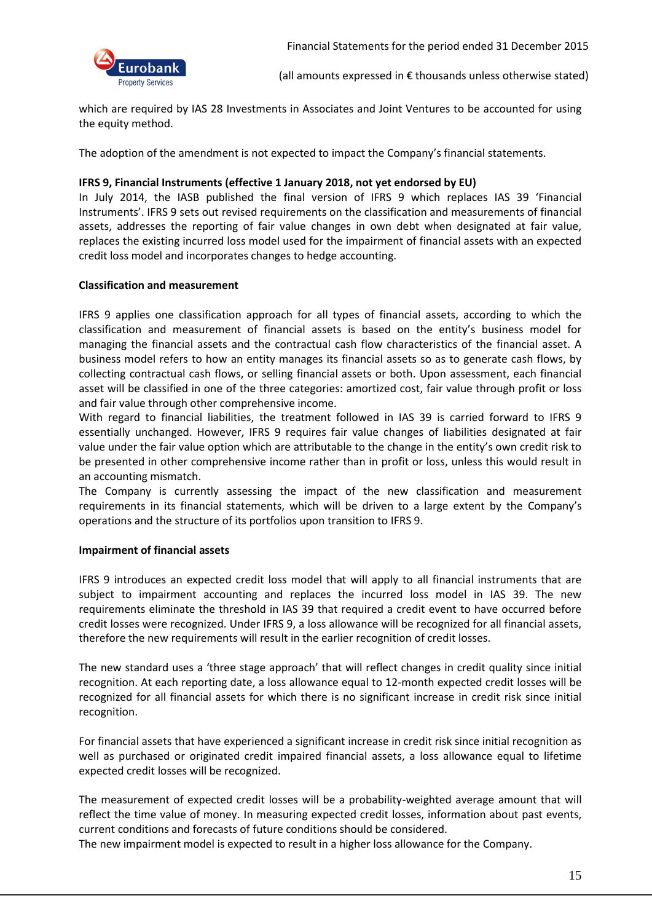which are required by IAS 28 Investments in Associates and Joint Ventures to be accounted for using the equity method.

The adoption of the amendment is not expected to impact the Company's financial statements.

**IFRS 9, Financial Instruments (effective 1 January 2018, not yet endorsed by EU)**

In July 2014, the IASB published the final version of IFRS 9 which replaces IAS 39 'Financial Instruments'. IFRS 9 sets out revised requirements on the classification and measurements of financial assets, addresses the reporting of fair value changes in own debt when designated at fair value, replaces the existing incurred loss model used for the impairment of financial assets with an expected credit loss model and incorporates changes to hedge accounting.

**Classification and measurement**

IFRS 9 applies one classification approach for all types of financial assets, according to which the classification and measurement of financial assets is based on the entity's business model for managing the financial assets and the contractual cash flow characteristics of the financial asset. A business model refers to how an entity manages its financial assets so as to generate cash flows, by collecting contractual cash flows, or selling financial assets or both. Upon assessment, each financial asset will be classified in one of the three categories: amortized cost, fair value through profit or loss and fair value through other comprehensive income.

With regard to financial liabilities, the treatment followed in IAS 39 is carried forward to IFRS 9 essentially unchanged. However, IFRS 9 requires fair value changes of liabilities designated at fair value under the fair value option which are attributable to the change in the entity's own credit risk to be presented in other comprehensive income rather than in profit or loss, unless this would result in an accounting mismatch.

The Company is currently assessing the impact of the new classification and measurement requirements in its financial statements, which will be driven to a large extent by the Company's operations and the structure of its portfolios upon transition to IFRS 9.

**Impairment of financial assets**

IFRS 9 introduces an expected credit loss model that will apply to all financial instruments that are subject to impairment accounting and replaces the incurred loss model in IAS 39. The new requirements eliminate the threshold in IAS 39 that required a credit event to have occurred before credit losses were recognized. Under IFRS 9, a loss allowance will be recognized for all financial assets, therefore the new requirements will result in the earlier recognition of credit losses.

The new standard uses a 'three stage approach' that will reflect changes in credit quality since initial recognition. At each reporting date, a loss allowance equal to 12-month expected credit losses will be recognized for all financial assets for which there is no significant increase in credit risk since initial recognition.

For financial assets that have experienced a significant increase in credit risk since initial recognition as well as purchased or originated credit impaired financial assets, a loss allowance equal to lifetime expected credit losses will be recognized.

The measurement of expected credit losses will be a probability-weighted average amount that will reflect the time value of money. In measuring expected credit losses, information about past events, current conditions and forecasts of future conditions should be considered.

The new impairment model is expected to result in a higher loss allowance for the Company.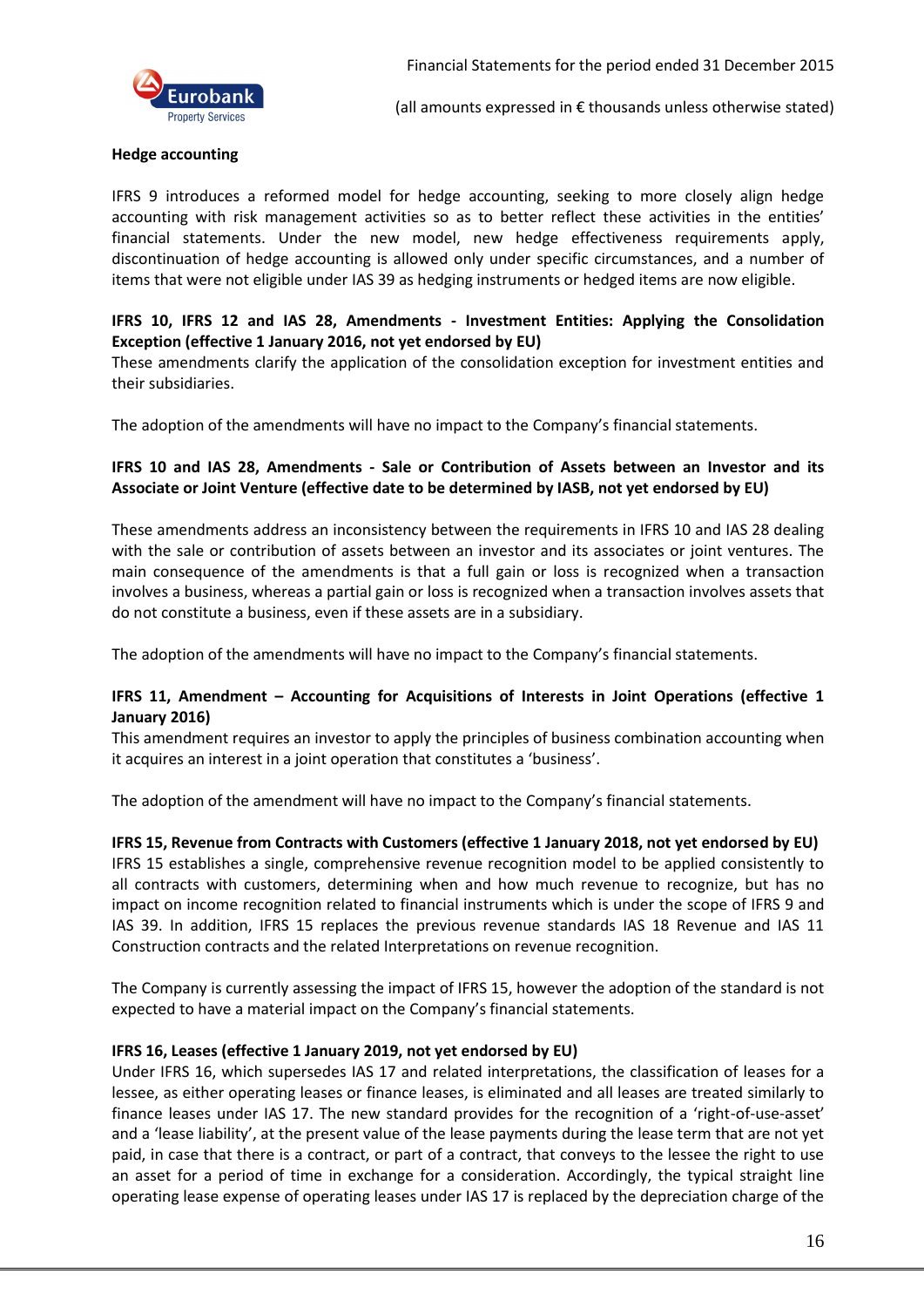**Hedge accounting**

IFRS 9 introduces a reformed model for hedge accounting, seeking to more closely align hedge accounting with risk management activities so as to better reflect these activities in the entities' financial statements. Under the new model, new hedge effectiveness requirements apply, discontinuation of hedge accounting is allowed only under specific circumstances, and a number of items that were not eligible under IAS 39 as hedging instruments or hedged items are now eligible.

**IFRS 10, IFRS 12 and IAS 28, Amendments - Investment Entities: Applying the Consolidation Exception (effective 1 January 2016, not yet endorsed by EU)**

These amendments clarify the application of the consolidation exception for investment entities and their subsidiaries.

The adoption of the amendments will have no impact to the Company's financial statements.

**IFRS 10 and IAS 28, Amendments - Sale or Contribution of Assets between an Investor and its Associate or Joint Venture (effective date to be determined by IASB, not yet endorsed by EU)**

These amendments address an inconsistency between the requirements in IFRS 10 and IAS 28 dealing with the sale or contribution of assets between an investor and its associates or joint ventures. The main consequence of the amendments is that a full gain or loss is recognized when a transaction involves a business, whereas a partial gain or loss is recognized when a transaction involves assets that do not constitute a business, even if these assets are in a subsidiary.

The adoption of the amendments will have no impact to the Company's financial statements.

**IFRS 11, Amendment – Accounting for Acquisitions of Interests in Joint Operations (effective 1 January 2016)**

This amendment requires an investor to apply the principles of business combination accounting when it acquires an interest in a joint operation that constitutes a 'business'.

The adoption of the amendment will have no impact to the Company's financial statements.

**IFRS 15, Revenue from Contracts with Customers (effective 1 January 2018, not yet endorsed by EU)**

IFRS 15 establishes a single, comprehensive revenue recognition model to be applied consistently to all contracts with customers, determining when and how much revenue to recognize, but has no impact on income recognition related to financial instruments which is under the scope of IFRS 9 and IAS 39. In addition, IFRS 15 replaces the previous revenue standards IAS 18 Revenue and IAS 11 Construction contracts and the related Interpretations on revenue recognition.

The Company is currently assessing the impact of IFRS 15, however the adoption of the standard is not expected to have a material impact on the Company's financial statements.

**IFRS 16, Leases (effective 1 January 2019, not yet endorsed by EU)**

Under IFRS 16, which supersedes IAS 17 and related interpretations, the classification of leases for a lessee, as either operating leases or finance leases, is eliminated and all leases are treated similarly to finance leases under IAS 17. The new standard provides for the recognition of a 'right-of-use-asset' and a 'lease liability', at the present value of the lease payments during the lease term that are not yet paid, in case that there is a contract, or part of a contract, that conveys to the lessee the right to use an asset for a period of time in exchange for a consideration. Accordingly, the typical straight line operating lease expense of operating leases under IAS 17 is replaced by the depreciation charge of the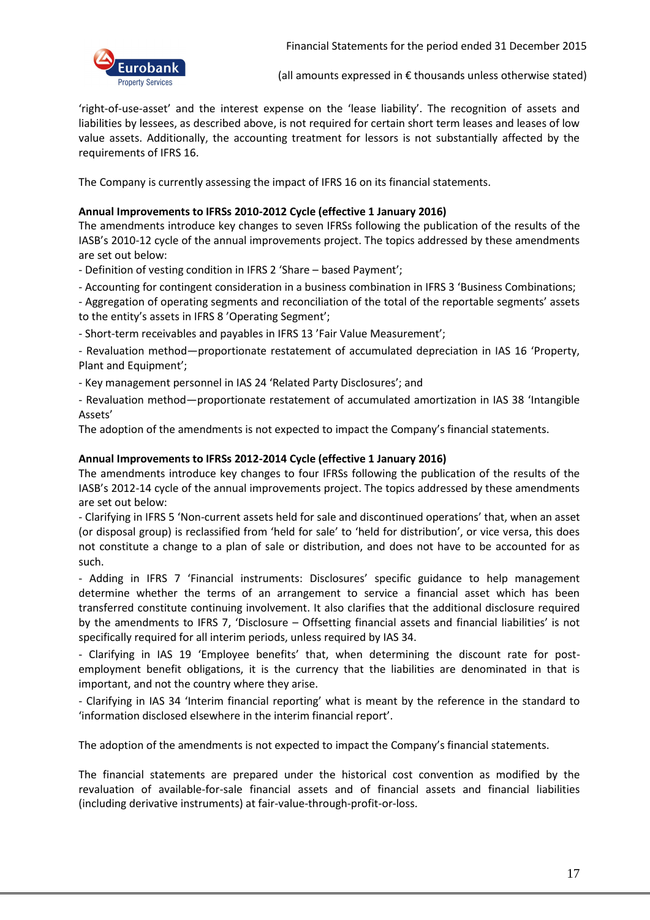'right-of-use-asset' and the interest expense on the 'lease liability'. The recognition of assets and liabilities by lessees, as described above, is not required for certain short term leases and leases of low value assets. Additionally, the accounting treatment for lessors is not substantially affected by the requirements of IFRS 16.

The Company is currently assessing the impact of IFRS 16 on its financial statements.

**Annual Improvements to IFRSs 2010-2012 Cycle (effective 1 January 2016)**
The amendments introduce key changes to seven IFRSs following the publication of the results of the IASB's 2010-12 cycle of the annual improvements project. The topics addressed by these amendments are set out below:

- Definition of vesting condition in IFRS 2 'Share – based Payment';
- Accounting for contingent consideration in a business combination in IFRS 3 'Business Combinations;
- Aggregation of operating segments and reconciliation of the total of the reportable segments' assets to the entity's assets in IFRS 8 'Operating Segment';
- Short-term receivables and payables in IFRS 13 'Fair Value Measurement';
- Revaluation method—proportionate restatement of accumulated depreciation in IAS 16 'Property, Plant and Equipment';
- Key management personnel in IAS 24 'Related Party Disclosures'; and
- Revaluation method—proportionate restatement of accumulated amortization in IAS 38 'Intangible Assets'

The adoption of the amendments is not expected to impact the Company's financial statements.

**Annual Improvements to IFRSs 2012-2014 Cycle (effective 1 January 2016)**
The amendments introduce key changes to four IFRSs following the publication of the results of the IASB's 2012-14 cycle of the annual improvements project. The topics addressed by these amendments are set out below:

- Clarifying in IFRS 5 'Non-current assets held for sale and discontinued operations' that, when an asset (or disposal group) is reclassified from 'held for sale' to 'held for distribution', or vice versa, this does not constitute a change to a plan of sale or distribution, and does not have to be accounted for as such.
- Adding in IFRS 7 'Financial instruments: Disclosures' specific guidance to help management determine whether the terms of an arrangement to service a financial asset which has been transferred constitute continuing involvement. It also clarifies that the additional disclosure required by the amendments to IFRS 7, 'Disclosure – Offsetting financial assets and financial liabilities' is not specifically required for all interim periods, unless required by IAS 34.
- Clarifying in IAS 19 'Employee benefits' that, when determining the discount rate for post-employment benefit obligations, it is the currency that the liabilities are denominated in that is important, and not the country where they arise.
- Clarifying in IAS 34 'Interim financial reporting' what is meant by the reference in the standard to 'information disclosed elsewhere in the interim financial report'.

The adoption of the amendments is not expected to impact the Company's financial statements.

The financial statements are prepared under the historical cost convention as modified by the revaluation of available-for-sale financial assets and of financial assets and financial liabilities (including derivative instruments) at fair-value-through-profit-or-loss.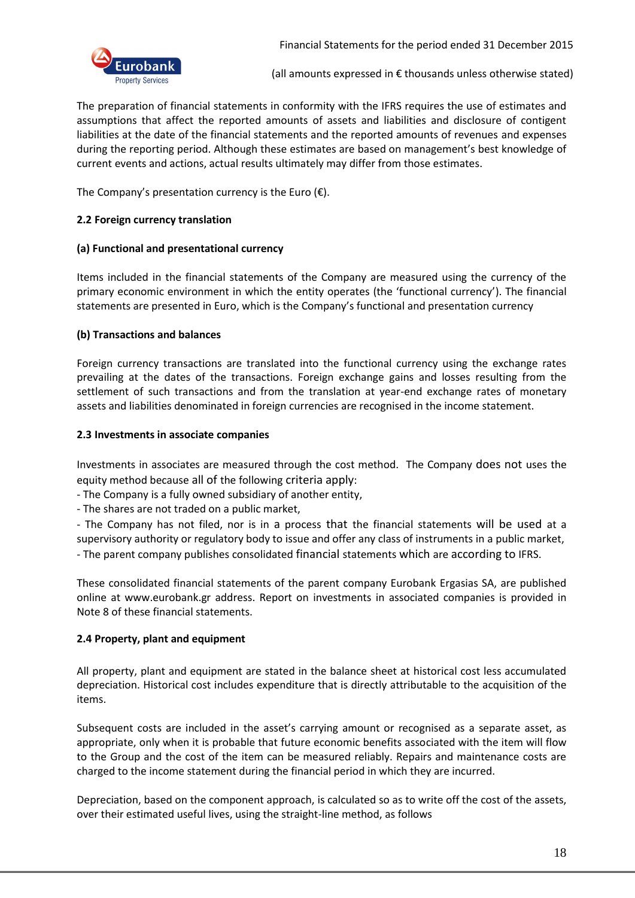The preparation of financial statements in conformity with the IFRS requires the use of estimates and assumptions that affect the reported amounts of assets and liabilities and disclosure of contigent liabilities at the date of the financial statements and the reported amounts of revenues and expenses during the reporting period. Although these estimates are based on management's best knowledge of current events and actions, actual results ultimately may differ from those estimates.

The Company's presentation currency is the Euro (€).

### 2.2 Foreign currency translation

#### (a) Functional and presentational currency

Items included in the financial statements of the Company are measured using the currency of the primary economic environment in which the entity operates (the 'functional currency'). The financial statements are presented in Euro, which is the Company's functional and presentation currency

#### (b) Transactions and balances

Foreign currency transactions are translated into the functional currency using the exchange rates prevailing at the dates of the transactions. Foreign exchange gains and losses resulting from the settlement of such transactions and from the translation at year-end exchange rates of monetary assets and liabilities denominated in foreign currencies are recognised in the income statement.

### 2.3 Investments in associate companies

Investments in associates are measured through the cost method. The Company does not uses the equity method because all of the following criteria apply:

- The Company is a fully owned subsidiary of another entity,
- The shares are not traded on a public market,
- The Company has not filed, nor is in a process that the financial statements will be used at a supervisory authority or regulatory body to issue and offer any class of instruments in a public market,
- The parent company publishes consolidated financial statements which are according to IFRS.

These consolidated financial statements of the parent company Eurobank Ergasias SA, are published online at www.eurobank.gr address. Report on investments in associated companies is provided in Note 8 of these financial statements.

### 2.4 Property, plant and equipment

All property, plant and equipment are stated in the balance sheet at historical cost less accumulated depreciation. Historical cost includes expenditure that is directly attributable to the acquisition of the items.

Subsequent costs are included in the asset's carrying amount or recognised as a separate asset, as appropriate, only when it is probable that future economic benefits associated with the item will flow to the Group and the cost of the item can be measured reliably. Repairs and maintenance costs are charged to the income statement during the financial period in which they are incurred.

Depreciation, based on the component approach, is calculated so as to write off the cost of the assets, over their estimated useful lives, using the straight-line method, as follows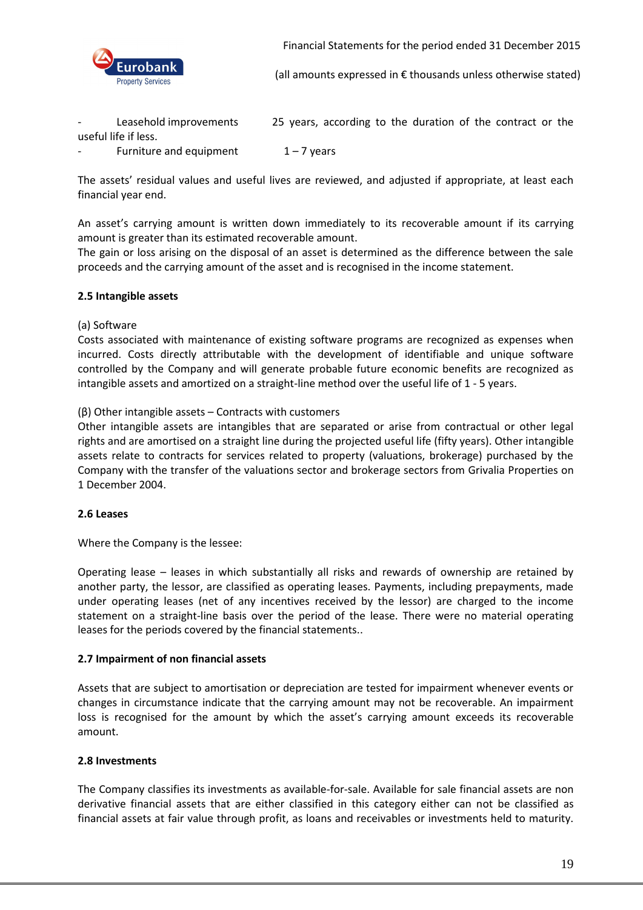- Leasehold improvements 25 years, according to the duration of the contract or the useful life if less.
- Furniture and equipment 1 – 7 years

The assets' residual values and useful lives are reviewed, and adjusted if appropriate, at least each financial year end.

An asset's carrying amount is written down immediately to its recoverable amount if its carrying amount is greater than its estimated recoverable amount.
The gain or loss arising on the disposal of an asset is determined as the difference between the sale proceeds and the carrying amount of the asset and is recognised in the income statement.

**2.5 Intangible assets**

(a) Software
Costs associated with maintenance of existing software programs are recognized as expenses when incurred. Costs directly attributable with the development of identifiable and unique software controlled by the Company and will generate probable future economic benefits are recognized as intangible assets and amortized on a straight-line method over the useful life of 1 - 5 years.

(β) Other intangible assets – Contracts with customers
Other intangible assets are intangibles that are separated or arise from contractual or other legal rights and are amortised on a straight line during the projected useful life (fifty years). Other intangible assets relate to contracts for services related to property (valuations, brokerage) purchased by the Company with the transfer of the valuations sector and brokerage sectors from Grivalia Properties on 1 December 2004.

**2.6 Leases**

Where the Company is the lessee:

Operating lease – leases in which substantially all risks and rewards of ownership are retained by another party, the lessor, are classified as operating leases. Payments, including prepayments, made under operating leases (net of any incentives received by the lessor) are charged to the income statement on a straight-line basis over the period of the lease. There were no material operating leases for the periods covered by the financial statements..

**2.7 Impairment of non financial assets**

Assets that are subject to amortisation or depreciation are tested for impairment whenever events or changes in circumstance indicate that the carrying amount may not be recoverable. An impairment loss is recognised for the amount by which the asset's carrying amount exceeds its recoverable amount.

**2.8 Investments**

The Company classifies its investments as available-for-sale. Available for sale financial assets are non derivative financial assets that are either classified in this category either can not be classified as financial assets at fair value through profit, as loans and receivables or investments held to maturity.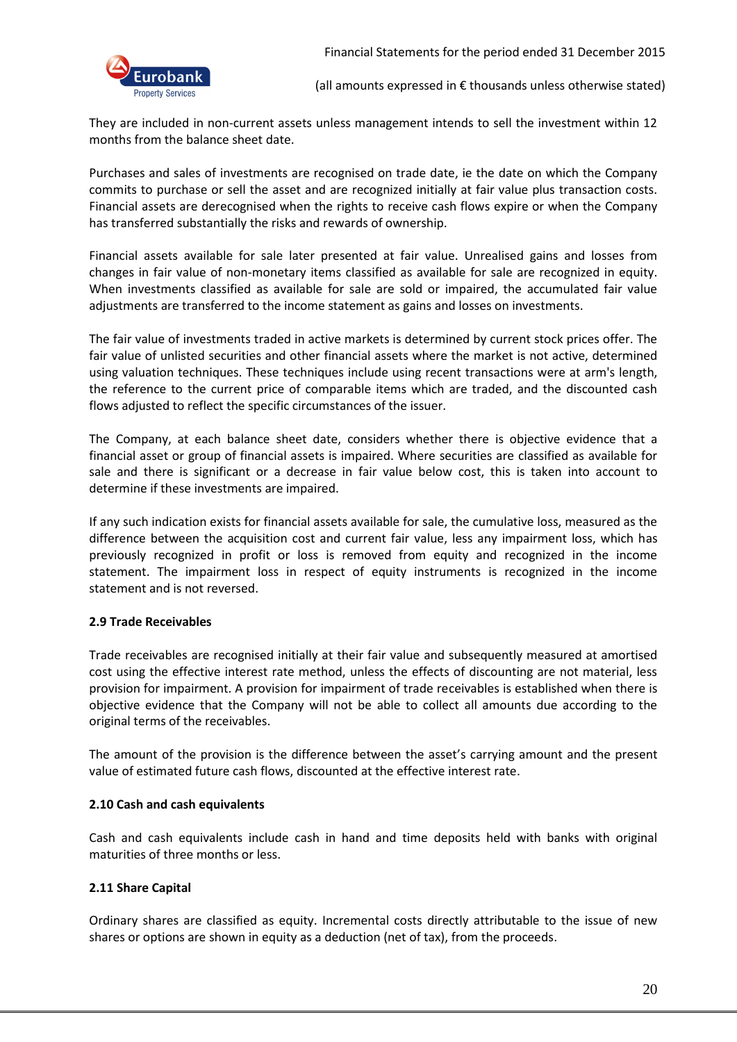They are included in non-current assets unless management intends to sell the investment within 12 months from the balance sheet date.

Purchases and sales of investments are recognised on trade date, ie the date on which the Company commits to purchase or sell the asset and are recognized initially at fair value plus transaction costs. Financial assets are derecognised when the rights to receive cash flows expire or when the Company has transferred substantially the risks and rewards of ownership.

Financial assets available for sale later presented at fair value. Unrealised gains and losses from changes in fair value of non-monetary items classified as available for sale are recognized in equity. When investments classified as available for sale are sold or impaired, the accumulated fair value adjustments are transferred to the income statement as gains and losses on investments.

The fair value of investments traded in active markets is determined by current stock prices offer. The fair value of unlisted securities and other financial assets where the market is not active, determined using valuation techniques. These techniques include using recent transactions were at arm's length, the reference to the current price of comparable items which are traded, and the discounted cash flows adjusted to reflect the specific circumstances of the issuer.

The Company, at each balance sheet date, considers whether there is objective evidence that a financial asset or group of financial assets is impaired. Where securities are classified as available for sale and there is significant or a decrease in fair value below cost, this is taken into account to determine if these investments are impaired.

If any such indication exists for financial assets available for sale, the cumulative loss, measured as the difference between the acquisition cost and current fair value, less any impairment loss, which has previously recognized in profit or loss is removed from equity and recognized in the income statement. The impairment loss in respect of equity instruments is recognized in the income statement and is not reversed.

### 2.9 Trade Receivables

Trade receivables are recognised initially at their fair value and subsequently measured at amortised cost using the effective interest rate method, unless the effects of discounting are not material, less provision for impairment. A provision for impairment of trade receivables is established when there is objective evidence that the Company will not be able to collect all amounts due according to the original terms of the receivables.

The amount of the provision is the difference between the asset's carrying amount and the present value of estimated future cash flows, discounted at the effective interest rate.

### 2.10 Cash and cash equivalents

Cash and cash equivalents include cash in hand and time deposits held with banks with original maturities of three months or less.

### 2.11 Share Capital

Ordinary shares are classified as equity. Incremental costs directly attributable to the issue of new shares or options are shown in equity as a deduction (net of tax), from the proceeds.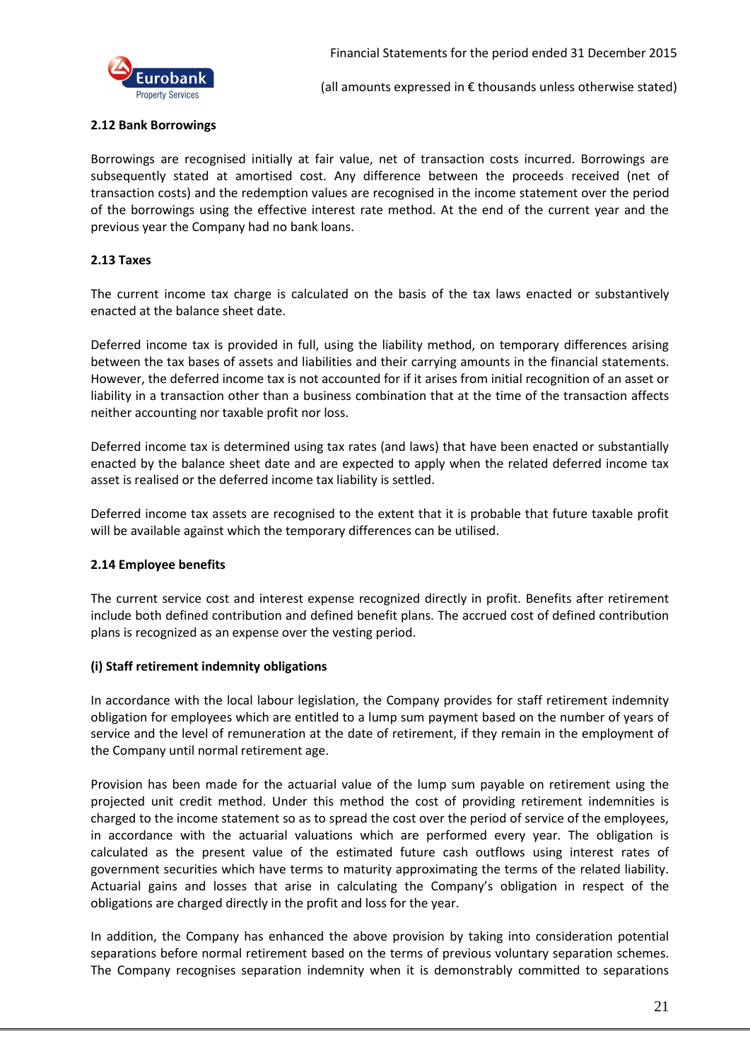### 2.12 Bank Borrowings

Borrowings are recognised initially at fair value, net of transaction costs incurred. Borrowings are subsequently stated at amortised cost. Any difference between the proceeds received (net of transaction costs) and the redemption values are recognised in the income statement over the period of the borrowings using the effective interest rate method. At the end of the current year and the previous year the Company had no bank loans.

### 2.13 Taxes

The current income tax charge is calculated on the basis of the tax laws enacted or substantively enacted at the balance sheet date.

Deferred income tax is provided in full, using the liability method, on temporary differences arising between the tax bases of assets and liabilities and their carrying amounts in the financial statements. However, the deferred income tax is not accounted for if it arises from initial recognition of an asset or liability in a transaction other than a business combination that at the time of the transaction affects neither accounting nor taxable profit nor loss.

Deferred income tax is determined using tax rates (and laws) that have been enacted or substantially enacted by the balance sheet date and are expected to apply when the related deferred income tax asset is realised or the deferred income tax liability is settled.

Deferred income tax assets are recognised to the extent that it is probable that future taxable profit will be available against which the temporary differences can be utilised.

### 2.14 Employee benefits

The current service cost and interest expense recognized directly in profit. Benefits after retirement include both defined contribution and defined benefit plans. The accrued cost of defined contribution plans is recognized as an expense over the vesting period.

#### (i) Staff retirement indemnity obligations

In accordance with the local labour legislation, the Company provides for staff retirement indemnity obligation for employees which are entitled to a lump sum payment based on the number of years of service and the level of remuneration at the date of retirement, if they remain in the employment of the Company until normal retirement age.

Provision has been made for the actuarial value of the lump sum payable on retirement using the projected unit credit method. Under this method the cost of providing retirement indemnities is charged to the income statement so as to spread the cost over the period of service of the employees, in accordance with the actuarial valuations which are performed every year. The obligation is calculated as the present value of the estimated future cash outflows using interest rates of government securities which have terms to maturity approximating the terms of the related liability. Actuarial gains and losses that arise in calculating the Company's obligation in respect of the obligations are charged directly in the profit and loss for the year.

In addition, the Company has enhanced the above provision by taking into consideration potential separations before normal retirement based on the terms of previous voluntary separation schemes. The Company recognises separation indemnity when it is demonstrably committed to separations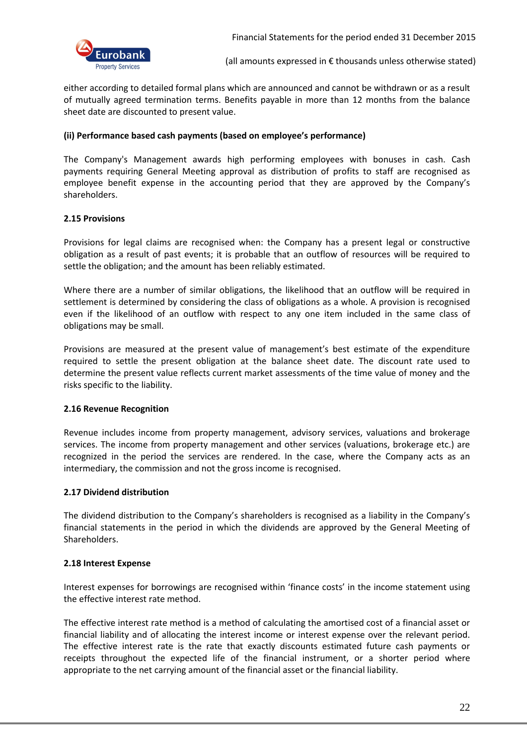either according to detailed formal plans which are announced and cannot be withdrawn or as a result of mutually agreed termination terms. Benefits payable in more than 12 months from the balance sheet date are discounted to present value.

**(ii) Performance based cash payments (based on employee's performance)**

The Company's Management awards high performing employees with bonuses in cash. Cash payments requiring General Meeting approval as distribution of profits to staff are recognised as employee benefit expense in the accounting period that they are approved by the Company's shareholders.

**2.15 Provisions**

Provisions for legal claims are recognised when: the Company has a present legal or constructive obligation as a result of past events; it is probable that an outflow of resources will be required to settle the obligation; and the amount has been reliably estimated.

Where there are a number of similar obligations, the likelihood that an outflow will be required in settlement is determined by considering the class of obligations as a whole. A provision is recognised even if the likelihood of an outflow with respect to any one item included in the same class of obligations may be small.

Provisions are measured at the present value of management's best estimate of the expenditure required to settle the present obligation at the balance sheet date. The discount rate used to determine the present value reflects current market assessments of the time value of money and the risks specific to the liability.

**2.16 Revenue Recognition**

Revenue includes income from property management, advisory services, valuations and brokerage services. The income from property management and other services (valuations, brokerage etc.) are recognized in the period the services are rendered. In the case, where the Company acts as an intermediary, the commission and not the gross income is recognised.

**2.17 Dividend distribution**

The dividend distribution to the Company's shareholders is recognised as a liability in the Company's financial statements in the period in which the dividends are approved by the General Meeting of Shareholders.

**2.18 Interest Expense**

Interest expenses for borrowings are recognised within 'finance costs' in the income statement using the effective interest rate method.

The effective interest rate method is a method of calculating the amortised cost of a financial asset or financial liability and of allocating the interest income or interest expense over the relevant period. The effective interest rate is the rate that exactly discounts estimated future cash payments or receipts throughout the expected life of the financial instrument, or a shorter period where appropriate to the net carrying amount of the financial asset or the financial liability.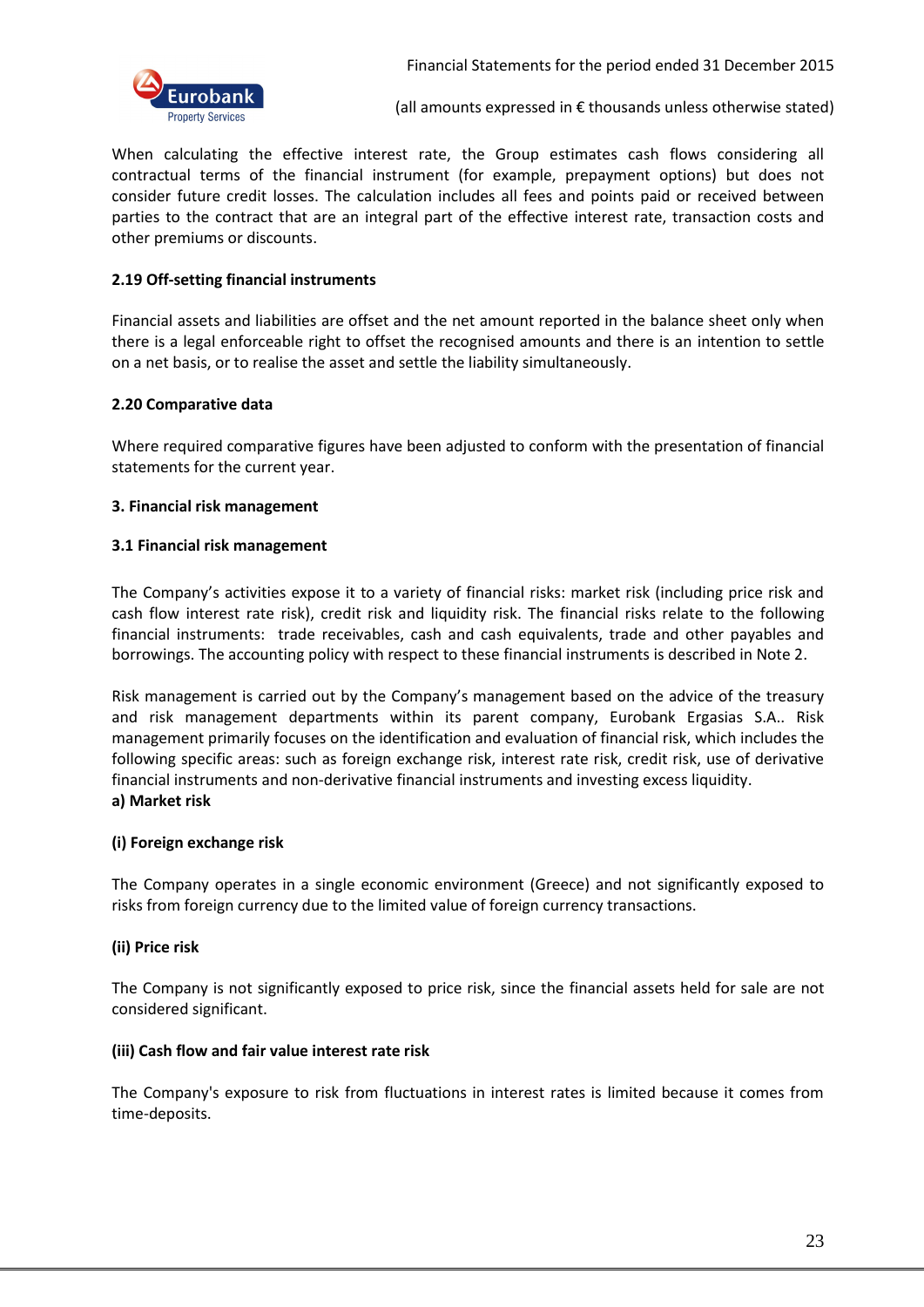When calculating the effective interest rate, the Group estimates cash flows considering all contractual terms of the financial instrument (for example, prepayment options) but does not consider future credit losses. The calculation includes all fees and points paid or received between parties to the contract that are an integral part of the effective interest rate, transaction costs and other premiums or discounts.

### 2.19 Off-setting financial instruments

Financial assets and liabilities are offset and the net amount reported in the balance sheet only when there is a legal enforceable right to offset the recognised amounts and there is an intention to settle on a net basis, or to realise the asset and settle the liability simultaneously.

### 2.20 Comparative data

Where required comparative figures have been adjusted to conform with the presentation of financial statements for the current year.

## 3. Financial risk management

### 3.1 Financial risk management

The Company's activities expose it to a variety of financial risks: market risk (including price risk and cash flow interest rate risk), credit risk and liquidity risk. The financial risks relate to the following financial instruments: trade receivables, cash and cash equivalents, trade and other payables and borrowings. The accounting policy with respect to these financial instruments is described in Note 2.

Risk management is carried out by the Company's management based on the advice of the treasury and risk management departments within its parent company, Eurobank Ergasias S.A.. Risk management primarily focuses on the identification and evaluation of financial risk, which includes the following specific areas: such as foreign exchange risk, interest rate risk, credit risk, use of derivative financial instruments and non-derivative financial instruments and investing excess liquidity.

**a) Market risk**

**(i) Foreign exchange risk**

The Company operates in a single economic environment (Greece) and not significantly exposed to risks from foreign currency due to the limited value of foreign currency transactions.

**(ii) Price risk**

The Company is not significantly exposed to price risk, since the financial assets held for sale are not considered significant.

**(iii) Cash flow and fair value interest rate risk**

The Company's exposure to risk from fluctuations in interest rates is limited because it comes from time-deposits.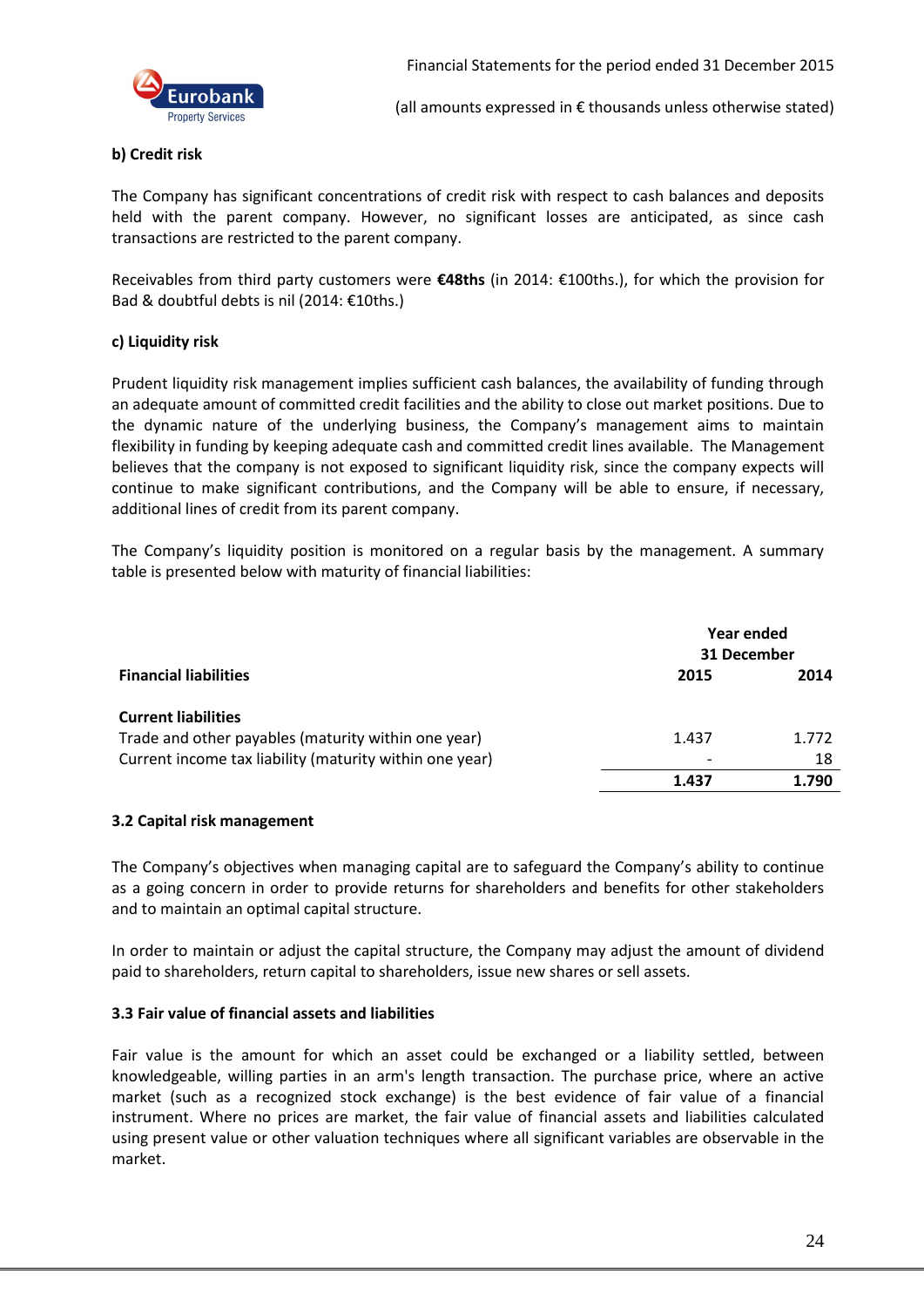**b) Credit risk**

The Company has significant concentrations of credit risk with respect to cash balances and deposits held with the parent company. However, no significant losses are anticipated, as since cash transactions are restricted to the parent company.

Receivables from third party customers were **€48ths** (in 2014: €100ths.), for which the provision for Bad & doubtful debts is nil (2014: €10ths.)

**c) Liquidity risk**

Prudent liquidity risk management implies sufficient cash balances, the availability of funding through an adequate amount of committed credit facilities and the ability to close out market positions. Due to the dynamic nature of the underlying business, the Company's management aims to maintain flexibility in funding by keeping adequate cash and committed credit lines available. The Management believes that the company is not exposed to significant liquidity risk, since the company expects will continue to make significant contributions, and the Company will be able to ensure, if necessary, additional lines of credit from its parent company.

The Company's liquidity position is monitored on a regular basis by the management. A summary table is presented below with maturity of financial liabilities:

| **Financial liabilities** | **Year ended 31 December 2015** | **2014** |
|---|---|---|
| **Current liabilities** | | |
| Trade and other payables (maturity within one year) | 1.437 | 1.772 |
| Current income tax liability (maturity within one year) | - | 18 |
| | **1.437** | **1.790** |

**3.2 Capital risk management**

The Company's objectives when managing capital are to safeguard the Company's ability to continue as a going concern in order to provide returns for shareholders and benefits for other stakeholders and to maintain an optimal capital structure.

In order to maintain or adjust the capital structure, the Company may adjust the amount of dividend paid to shareholders, return capital to shareholders, issue new shares or sell assets.

**3.3 Fair value of financial assets and liabilities**

Fair value is the amount for which an asset could be exchanged or a liability settled, between knowledgeable, willing parties in an arm's length transaction. The purchase price, where an active market (such as a recognized stock exchange) is the best evidence of fair value of a financial instrument. Where no prices are market, the fair value of financial assets and liabilities calculated using present value or other valuation techniques where all significant variables are observable in the market.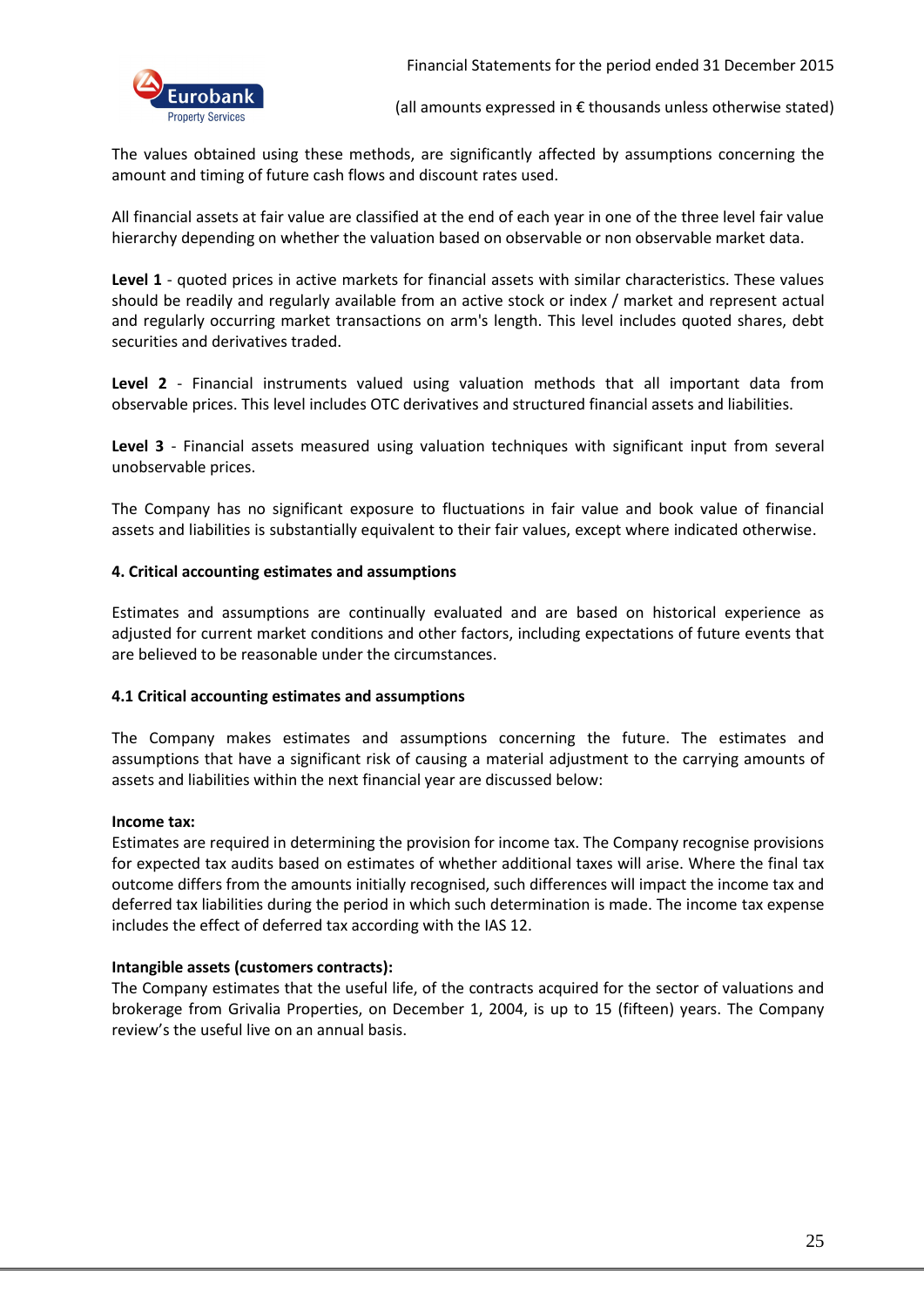The values obtained using these methods, are significantly affected by assumptions concerning the amount and timing of future cash flows and discount rates used.

All financial assets at fair value are classified at the end of each year in one of the three level fair value hierarchy depending on whether the valuation based on observable or non observable market data.

**Level 1** - quoted prices in active markets for financial assets with similar characteristics. These values should be readily and regularly available from an active stock or index / market and represent actual and regularly occurring market transactions on arm's length. This level includes quoted shares, debt securities and derivatives traded.

**Level 2** - Financial instruments valued using valuation methods that all important data from observable prices. This level includes OTC derivatives and structured financial assets and liabilities.

**Level 3** - Financial assets measured using valuation techniques with significant input from several unobservable prices.

The Company has no significant exposure to fluctuations in fair value and book value of financial assets and liabilities is substantially equivalent to their fair values, except where indicated otherwise.

### 4. Critical accounting estimates and assumptions

Estimates and assumptions are continually evaluated and are based on historical experience as adjusted for current market conditions and other factors, including expectations of future events that are believed to be reasonable under the circumstances.

#### 4.1 Critical accounting estimates and assumptions

The Company makes estimates and assumptions concerning the future. The estimates and assumptions that have a significant risk of causing a material adjustment to the carrying amounts of assets and liabilities within the next financial year are discussed below:

**Income tax:**
Estimates are required in determining the provision for income tax. The Company recognise provisions for expected tax audits based on estimates of whether additional taxes will arise. Where the final tax outcome differs from the amounts initially recognised, such differences will impact the income tax and deferred tax liabilities during the period in which such determination is made. The income tax expense includes the effect of deferred tax according with the IAS 12.

**Intangible assets (customers contracts):**
The Company estimates that the useful life, of the contracts acquired for the sector of valuations and brokerage from Grivalia Properties, on December 1, 2004, is up to 15 (fifteen) years. The Company review's the useful live on an annual basis.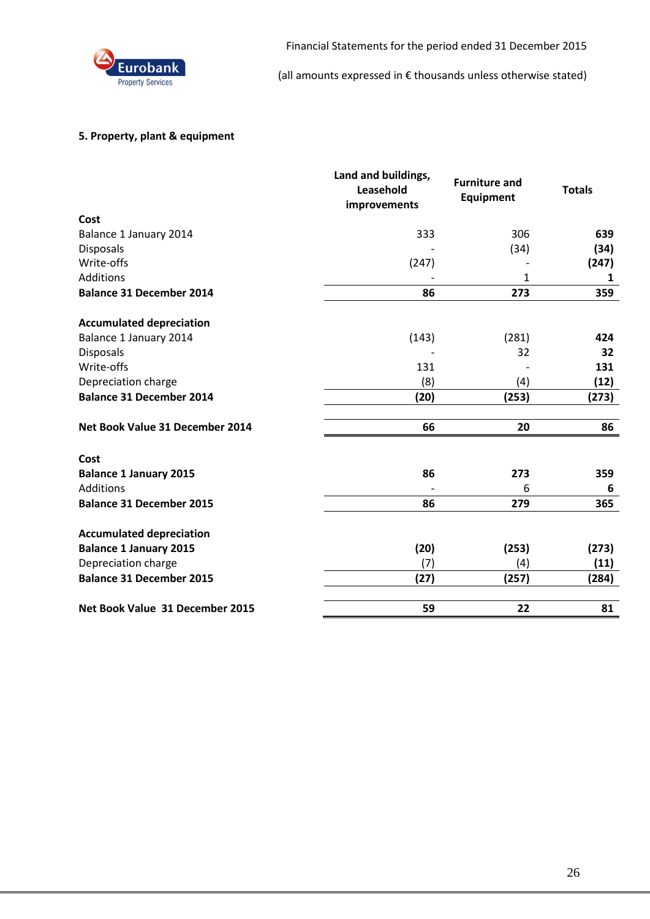### 5. Property, plant & equipment

| | Land and buildings, Leasehold improvements | Furniture and Equipment | Totals |
|---|---|---|---|
| **Cost** | | | |
| Balance 1 January 2014 | 333 | 306 | **639** |
| Disposals | - | (34) | **(34)** |
| Write-offs | (247) | - | **(247)** |
| Additions | - | 1 | **1** |
| **Balance 31 December 2014** | **86** | **273** | **359** |
| | | | |
| **Accumulated depreciation** | | | |
| Balance 1 January 2014 | (143) | (281) | **424** |
| Disposals | - | 32 | **32** |
| Write-offs | 131 | - | **131** |
| Depreciation charge | (8) | (4) | **(12)** |
| **Balance 31 December 2014** | **(20)** | **(253)** | **(273)** |
| | | | |
| **Net Book Value 31 December 2014** | **66** | **20** | **86** |
| | | | |
| **Cost** | | | |
| **Balance 1 January 2015** | **86** | **273** | **359** |
| Additions | - | 6 | **6** |
| **Balance 31 December 2015** | **86** | **279** | **365** |
| | | | |
| **Accumulated depreciation** | | | |
| **Balance 1 January 2015** | **(20)** | **(253)** | **(273)** |
| Depreciation charge | (7) | (4) | **(11)** |
| **Balance 31 December 2015** | **(27)** | **(257)** | **(284)** |
| | | | |
| **Net Book Value 31 December 2015** | **59** | **22** | **81** |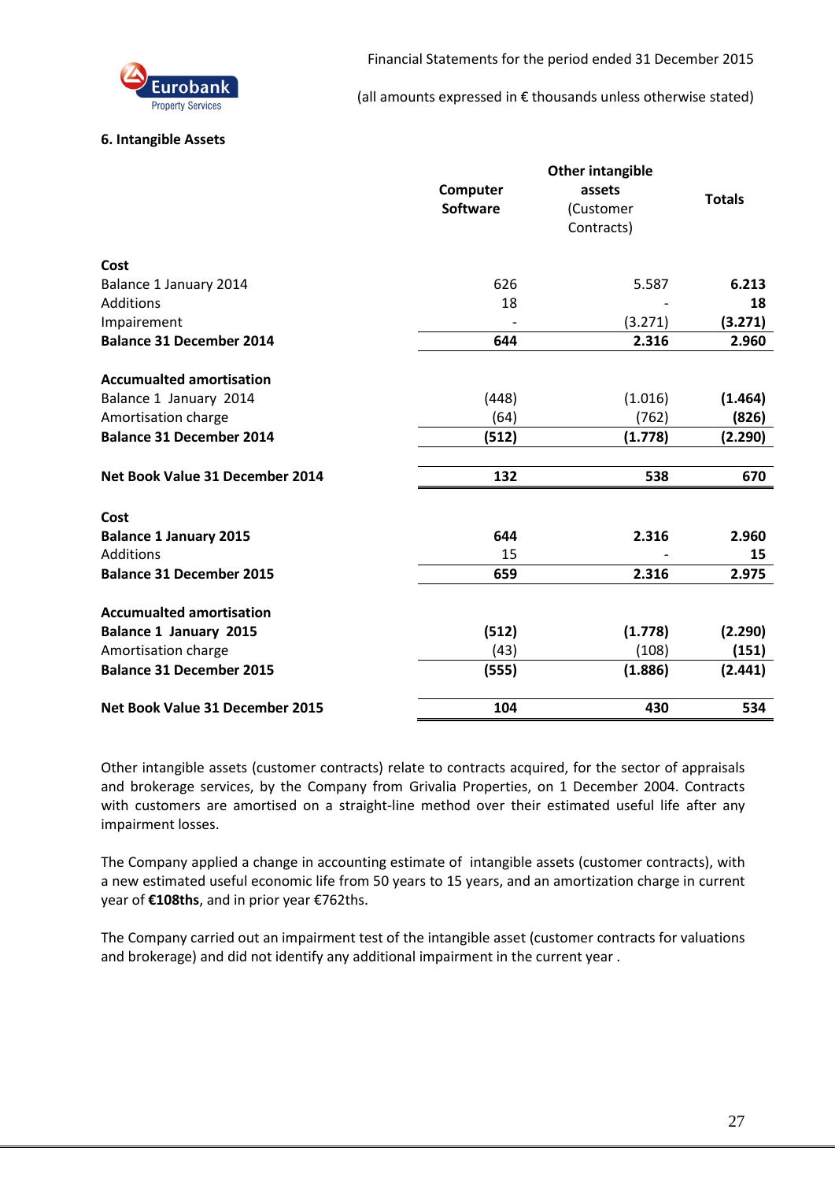### 6. Intangible Assets

| | Computer Software | Other intangible assets (Customer Contracts) | Totals |
|---|---|---|---|
| **Cost** | | | |
| Balance 1 January 2014 | 626 | 5.587 | **6.213** |
| Additions | 18 | - | **18** |
| Impairement | - | (3.271) | **(3.271)** |
| **Balance 31 December 2014** | **644** | **2.316** | **2.960** |
| | | | |
| **Accumualted amortisation** | | | |
| Balance 1 January 2014 | (448) | (1.016) | **(1.464)** |
| Amortisation charge | (64) | (762) | **(826)** |
| **Balance 31 December 2014** | **(512)** | **(1.778)** | **(2.290)** |
| | | | |
| **Net Book Value 31 December 2014** | **132** | **538** | **670** |
| | | | |
| **Cost** | | | |
| **Balance 1 January 2015** | **644** | **2.316** | **2.960** |
| Additions | 15 | - | **15** |
| **Balance 31 December 2015** | **659** | **2.316** | **2.975** |
| | | | |
| **Accumualted amortisation** | | | |
| **Balance 1 January 2015** | **(512)** | **(1.778)** | **(2.290)** |
| Amortisation charge | (43) | (108) | **(151)** |
| **Balance 31 December 2015** | **(555)** | **(1.886)** | **(2.441)** |
| | | | |
| **Net Book Value 31 December 2015** | **104** | **430** | **534** |

Other intangible assets (customer contracts) relate to contracts acquired, for the sector of appraisals and brokerage services, by the Company from Grivalia Properties, on 1 December 2004. Contracts with customers are amortised on a straight-line method over their estimated useful life after any impairment losses.

The Company applied a change in accounting estimate of intangible assets (customer contracts), with a new estimated useful economic life from 50 years to 15 years, and an amortization charge in current year of **€108ths**, and in prior year €762ths.

The Company carried out an impairment test of the intangible asset (customer contracts for valuations and brokerage) and did not identify any additional impairment in the current year .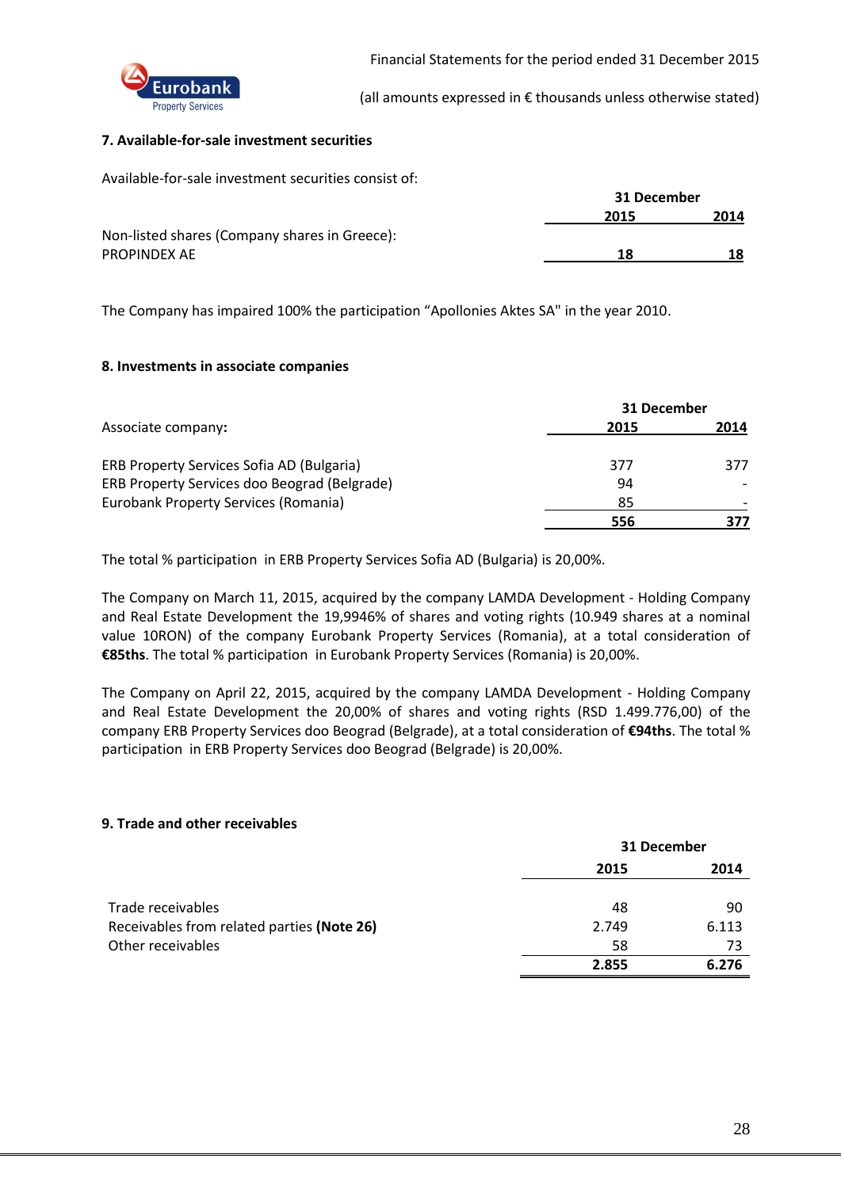## 7. Available-for-sale investment securities

Available-for-sale investment securities consist of:

| | 31 December | |
|---|---|---|
| | 2015 | 2014 |
| Non-listed shares (Company shares in Greece): | | |
| PROPINDEX AE | 18 | 18 |

The Company has impaired 100% the participation "Apollonies Aktes SA" in the year 2010.

## 8. Investments in associate companies

| | 31 December | |
|---|---|---|
| Associate company**:** | 2015 | 2014 |
| ERB Property Services Sofia AD (Bulgaria) | 377 | 377 |
| ERB Property Services doo Beograd (Belgrade) | 94 | - |
| Eurobank Property Services (Romania) | 85 | - |
| | 556 | 377 |

The total % participation in ERB Property Services Sofia AD (Bulgaria) is 20,00%.

The Company on March 11, 2015, acquired by the company LAMDA Development - Holding Company and Real Estate Development the 19,9946% of shares and voting rights (10.949 shares at a nominal value 10RON) of the company Eurobank Property Services (Romania), at a total consideration of **€85ths**. The total % participation in Eurobank Property Services (Romania) is 20,00%.

The Company on April 22, 2015, acquired by the company LAMDA Development - Holding Company and Real Estate Development the 20,00% of shares and voting rights (RSD 1.499.776,00) of the company ERB Property Services doo Beograd (Belgrade), at a total consideration of **€94ths**. The total % participation in ERB Property Services doo Beograd (Belgrade) is 20,00%.

## 9. Trade and other receivables

| | 31 December | |
|---|---|---|
| | 2015 | 2014 |
| Trade receivables | 48 | 90 |
| Receivables from related parties **(Note 26)** | 2.749 | 6.113 |
| Other receivables | 58 | 73 |
| | **2.855** | **6.276** |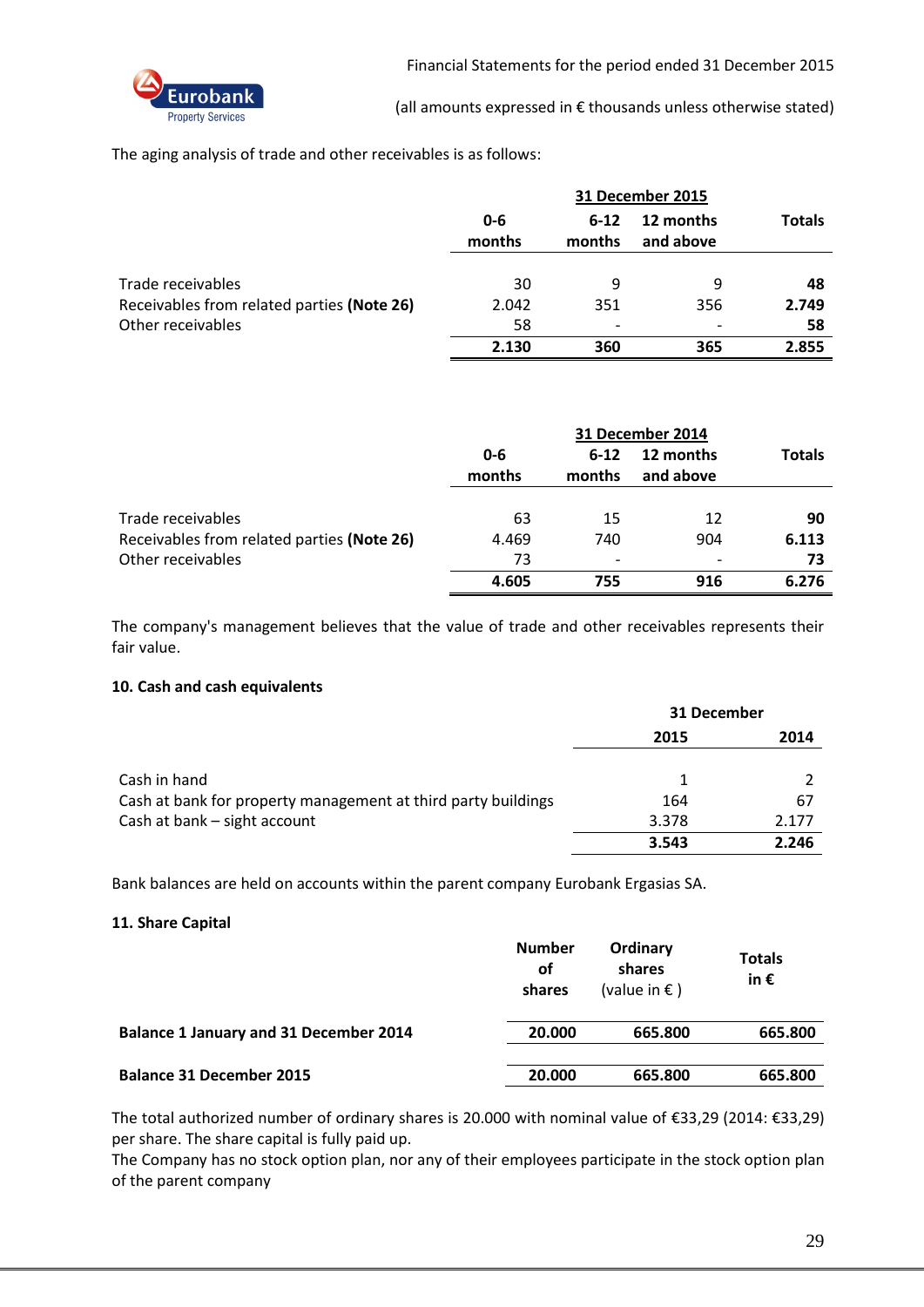The aging analysis of trade and other receivables is as follows:

| | 31 December 2015 | | | |
|---|---|---|---|---|
| | 0-6 months | 6-12 months | 12 months and above | Totals |
| Trade receivables | 30 | 9 | 9 | **48** |
| Receivables from related parties **(Note 26)** | 2.042 | 351 | 356 | **2.749** |
| Other receivables | 58 | - | - | **58** |
| | **2.130** | **360** | **365** | **2.855** |

| | 31 December 2014 | | | |
|---|---|---|---|---|
| | 0-6 months | 6-12 months | 12 months and above | Totals |
| Trade receivables | 63 | 15 | 12 | **90** |
| Receivables from related parties **(Note 26)** | 4.469 | 740 | 904 | **6.113** |
| Other receivables | 73 | - | - | **73** |
| | **4.605** | **755** | **916** | **6.276** |

The company's management believes that the value of trade and other receivables represents their fair value.

**10. Cash and cash equivalents**

| | 31 December | |
|---|---|---|
| | **2015** | **2014** |
| Cash in hand | 1 | 2 |
| Cash at bank for property management at third party buildings | 164 | 67 |
| Cash at bank – sight account | 3.378 | 2.177 |
| | **3.543** | **2.246** |

Bank balances are held on accounts within the parent company Eurobank Ergasias SA.

**11. Share Capital**

| | Number of shares | Ordinary shares (value in € ) | Totals in € |
|---|---|---|---|
| **Balance 1 January and 31 December 2014** | **20.000** | **665.800** | **665.800** |
| **Balance 31 December 2015** | **20.000** | **665.800** | **665.800** |

The total authorized number of ordinary shares is 20.000 with nominal value of €33,29 (2014: €33,29) per share. The share capital is fully paid up.
The Company has no stock option plan, nor any of their employees participate in the stock option plan of the parent company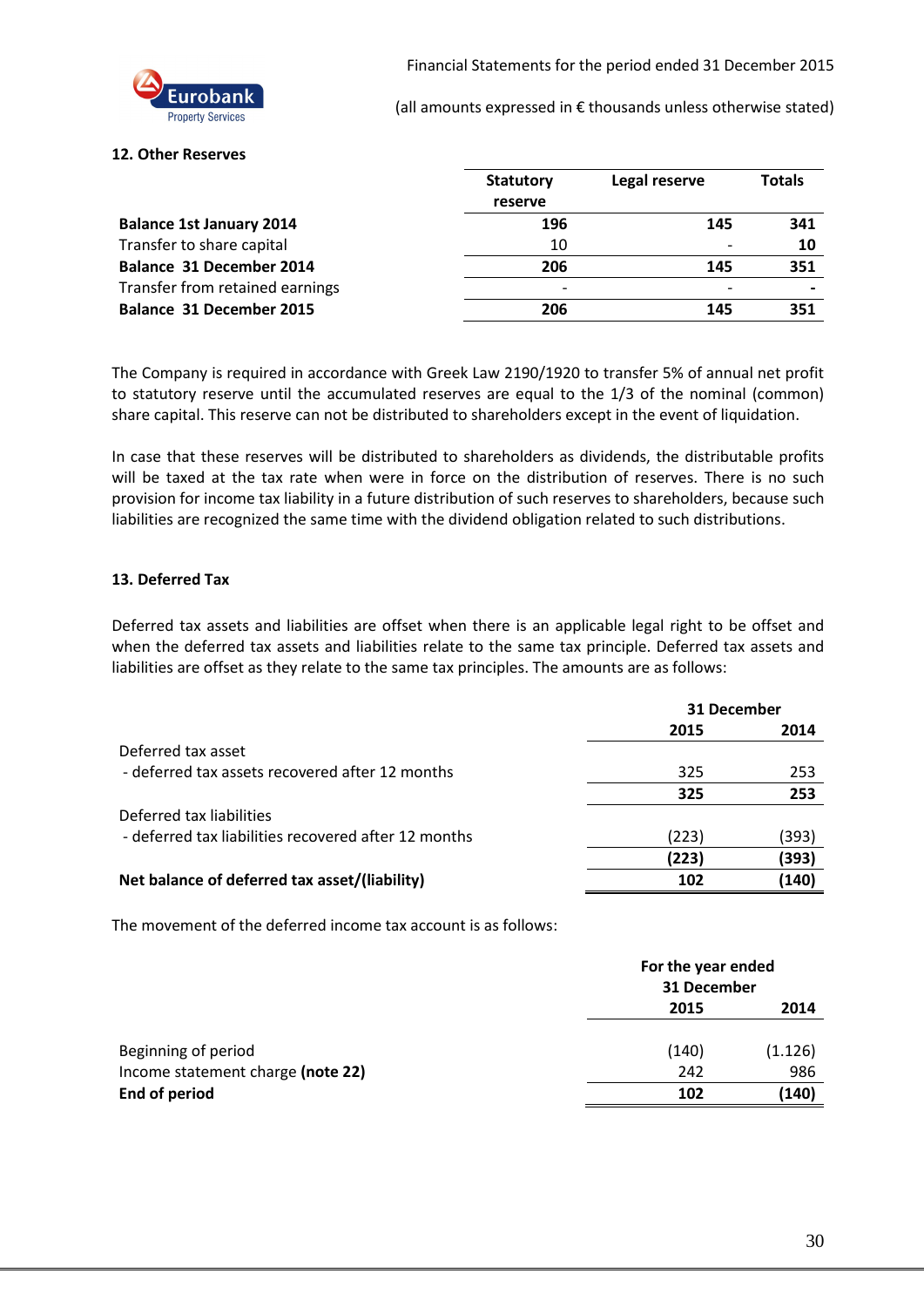## 12. Other Reserves

| | Statutory reserve | Legal reserve | Totals |
|---|---|---|---|
| **Balance 1st January 2014** | **196** | **145** | **341** |
| Transfer to share capital | 10 | - | **10** |
| **Balance 31 December 2014** | **206** | **145** | **351** |
| Transfer from retained earnings | - | - | **-** |
| **Balance 31 December 2015** | **206** | **145** | **351** |

The Company is required in accordance with Greek Law 2190/1920 to transfer 5% of annual net profit to statutory reserve until the accumulated reserves are equal to the 1/3 of the nominal (common) share capital. This reserve can not be distributed to shareholders except in the event of liquidation.

In case that these reserves will be distributed to shareholders as dividends, the distributable profits will be taxed at the tax rate when were in force on the distribution of reserves. There is no such provision for income tax liability in a future distribution of such reserves to shareholders, because such liabilities are recognized the same time with the dividend obligation related to such distributions.

## 13. Deferred Tax

Deferred tax assets and liabilities are offset when there is an applicable legal right to be offset and when the deferred tax assets and liabilities relate to the same tax principle. Deferred tax assets and liabilities are offset as they relate to the same tax principles. The amounts are as follows:

| | 31 December | |
|---|---|---|
| | **2015** | **2014** |
| Deferred tax asset | | |
| - deferred tax assets recovered after 12 months | 325 | 253 |
| | **325** | **253** |
| Deferred tax liabilities | | |
| - deferred tax liabilities recovered after 12 months | (223) | (393) |
| | **(223)** | **(393)** |
| **Net balance of deferred tax asset/(liability)** | **102** | **(140)** |

The movement of the deferred income tax account is as follows:

| | For the year ended 31 December | |
|---|---|---|
| | **2015** | **2014** |
| Beginning of period | (140) | (1.126) |
| Income statement charge **(note 22)** | 242 | 986 |
| **End of period** | **102** | **(140)** |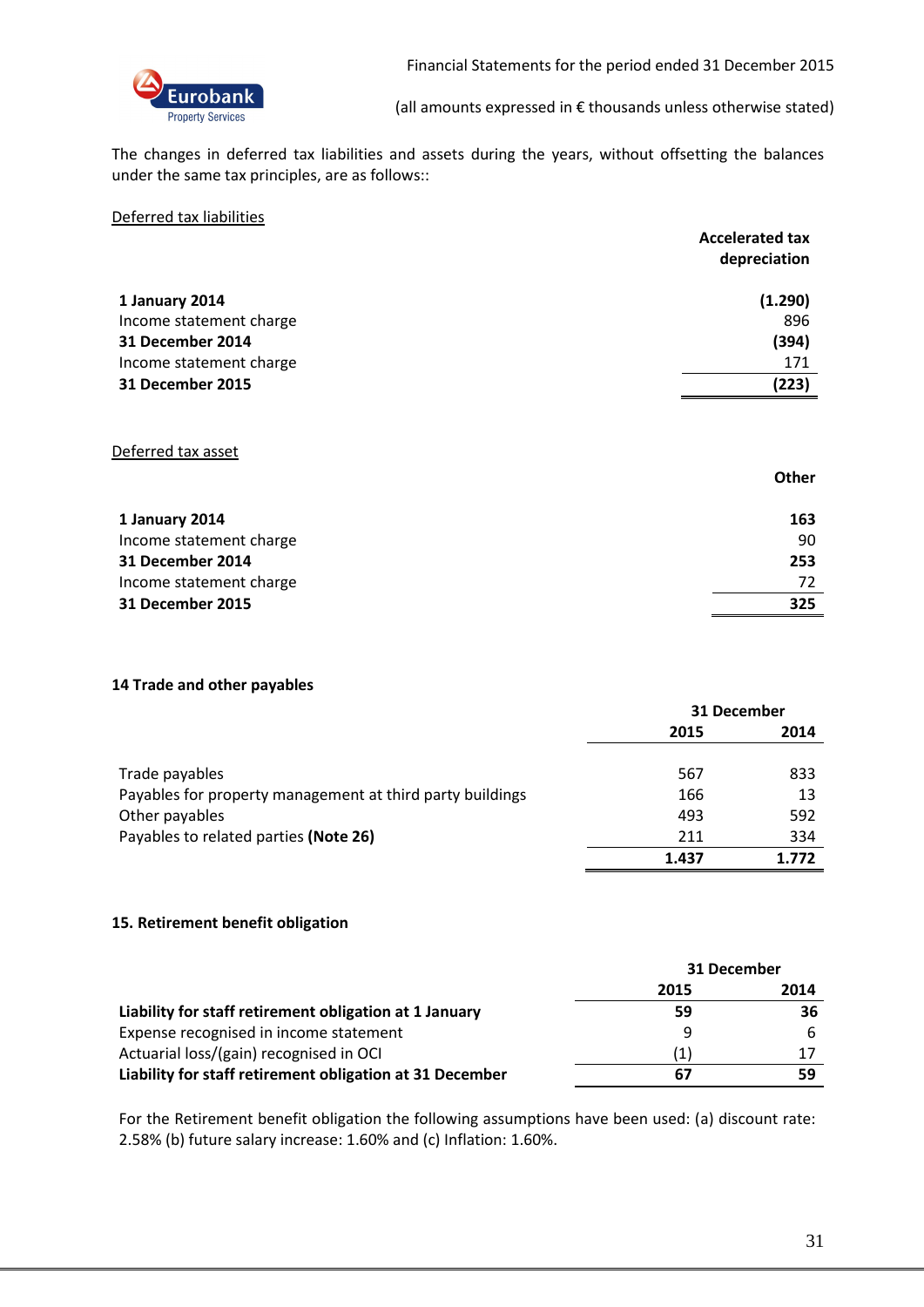The changes in deferred tax liabilities and assets during the years, without offsetting the balances under the same tax principles, are as follows::

Deferred tax liabilities

| | Accelerated tax depreciation |
|---|---|
| **1 January 2014** | **(1.290)** |
| Income statement charge | 896 |
| **31 December 2014** | **(394)** |
| Income statement charge | 171 |
| **31 December 2015** | **(223)** |

Deferred tax asset

| | Other |
|---|---|
| **1 January 2014** | **163** |
| Income statement charge | 90 |
| **31 December 2014** | **253** |
| Income statement charge | 72 |
| **31 December 2015** | **325** |

## 14 Trade and other payables

| | 31 December | |
|---|---|---|
| | 2015 | 2014 |
| Trade payables | 567 | 833 |
| Payables for property management at third party buildings | 166 | 13 |
| Other payables | 493 | 592 |
| Payables to related parties **(Note 26)** | 211 | 334 |
| | **1.437** | **1.772** |

## 15. Retirement benefit obligation

| | 31 December | |
|---|---|---|
| | 2015 | 2014 |
| **Liability for staff retirement obligation at 1 January** | **59** | **36** |
| Expense recognised in income statement | 9 | 6 |
| Actuarial loss/(gain) recognised in OCI | (1) | 17 |
| **Liability for staff retirement obligation at 31 December** | **67** | **59** |

For the Retirement benefit obligation the following assumptions have been used: (a) discount rate: 2.58% (b) future salary increase: 1.60% and (c) Inflation: 1.60%.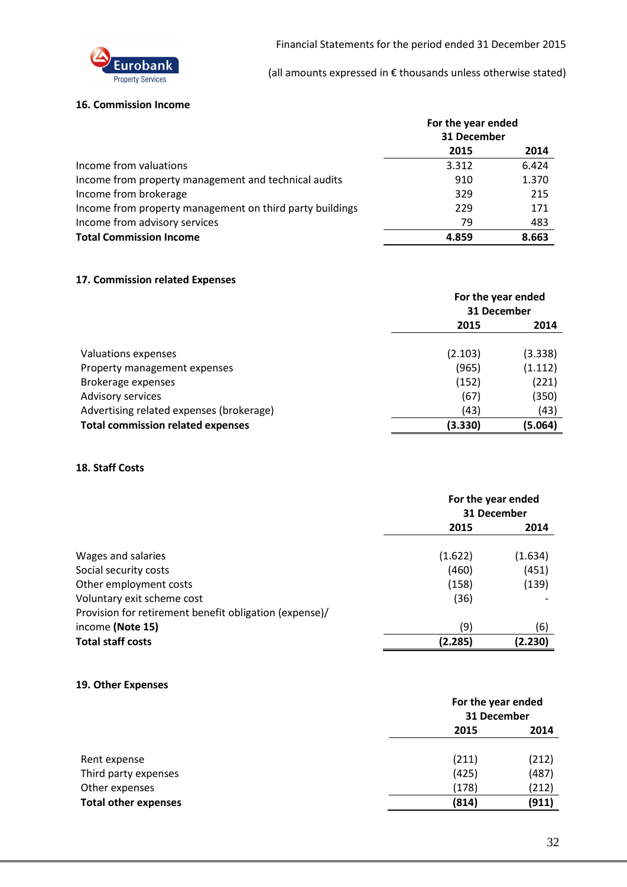## 16. Commission Income

| | For the year ended 31 December | |
|---|---|---|
| | **2015** | **2014** |
| Income from valuations | 3.312 | 6.424 |
| Income from property management and technical audits | 910 | 1.370 |
| Income from brokerage | 329 | 215 |
| Income from property management on third party buildings | 229 | 171 |
| Income from advisory services | 79 | 483 |
| **Total Commission Income** | **4.859** | **8.663** |

## 17. Commission related Expenses

| | For the year ended 31 December | |
|---|---|---|
| | **2015** | **2014** |
| Valuations expenses | (2.103) | (3.338) |
| Property management expenses | (965) | (1.112) |
| Brokerage expenses | (152) | (221) |
| Advisory services | (67) | (350) |
| Advertising related expenses (brokerage) | (43) | (43) |
| **Total commission related expenses** | **(3.330)** | **(5.064)** |

## 18. Staff Costs

| | For the year ended 31 December | |
|---|---|---|
| | **2015** | **2014** |
| Wages and salaries | (1.622) | (1.634) |
| Social security costs | (460) | (451) |
| Other employment costs | (158) | (139) |
| Voluntary exit scheme cost | (36) | - |
| Provision for retirement benefit obligation (expense)/ income **(Note 15)** | (9) | (6) |
| **Total staff costs** | **(2.285)** | **(2.230)** |

## 19. Other Expenses

| | For the year ended 31 December | |
|---|---|---|
| | **2015** | **2014** |
| Rent expense | (211) | (212) |
| Third party expenses | (425) | (487) |
| Other expenses | (178) | (212) |
| **Total other expenses** | **(814)** | **(911)** |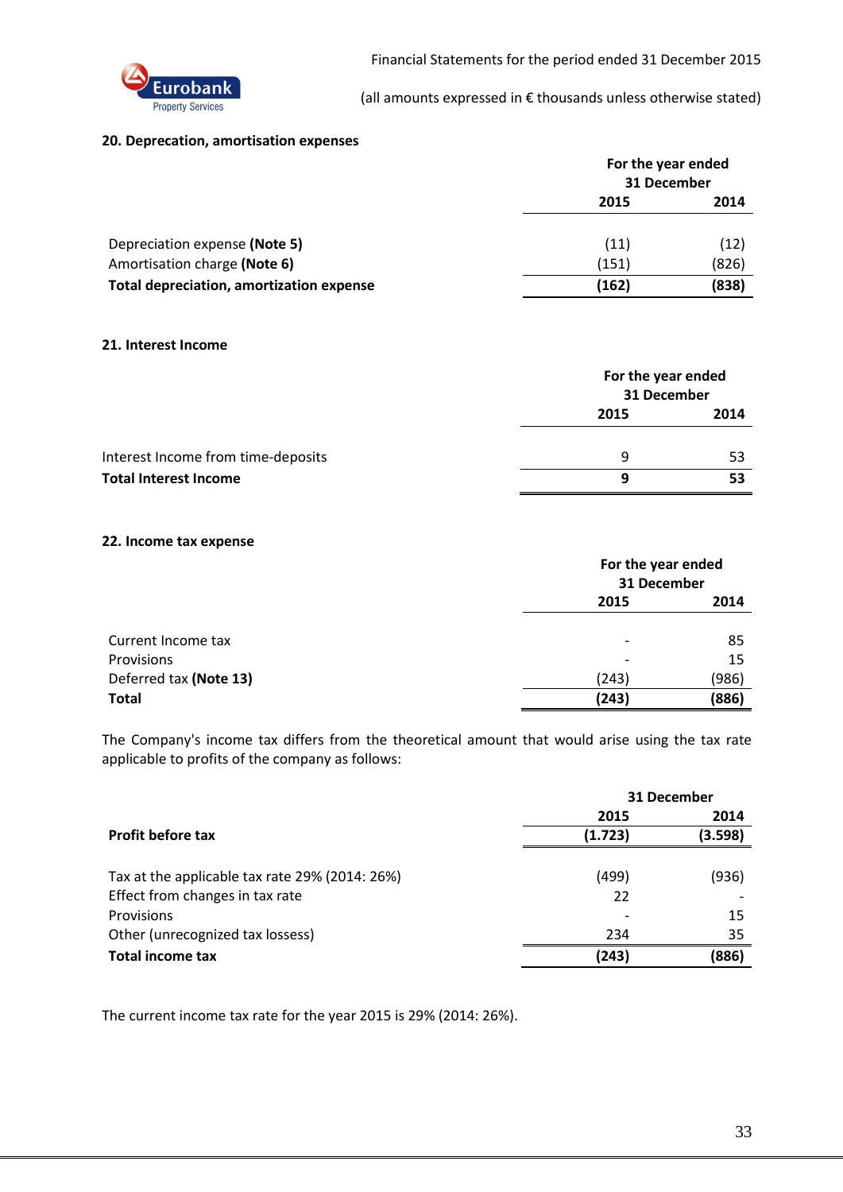### 20. Deprecation, amortisation expenses

| | For the year ended 31 December | |
|---|---|---|
| | 2015 | 2014 |
| Depreciation expense **(Note 5)** | (11) | (12) |
| Amortisation charge **(Note 6)** | (151) | (826) |
| **Total depreciation, amortization expense** | **(162)** | **(838)** |

### 21. Interest Income

| | For the year ended 31 December | |
|---|---|---|
| | 2015 | 2014 |
| Interest Income from time-deposits | 9 | 53 |
| **Total Interest Income** | **9** | **53** |

### 22. Income tax expense

| | For the year ended 31 December | |
|---|---|---|
| | 2015 | 2014 |
| Current Income tax | - | 85 |
| Provisions | - | 15 |
| Deferred tax **(Note 13)** | (243) | (986) |
| **Total** | **(243)** | **(886)** |

The Company's income tax differs from the theoretical amount that would arise using the tax rate applicable to profits of the company as follows:

| | 31 December | |
|---|---|---|
| | 2015 | 2014 |
| **Profit before tax** | **(1.723)** | **(3.598)** |
| Tax at the applicable tax rate 29% (2014: 26%) | (499) | (936) |
| Effect from changes in tax rate | 22 | - |
| Provisions | - | 15 |
| Other (unrecognized tax lossess) | 234 | 35 |
| **Total income tax** | **(243)** | **(886)** |

The current income tax rate for the year 2015 is 29% (2014: 26%).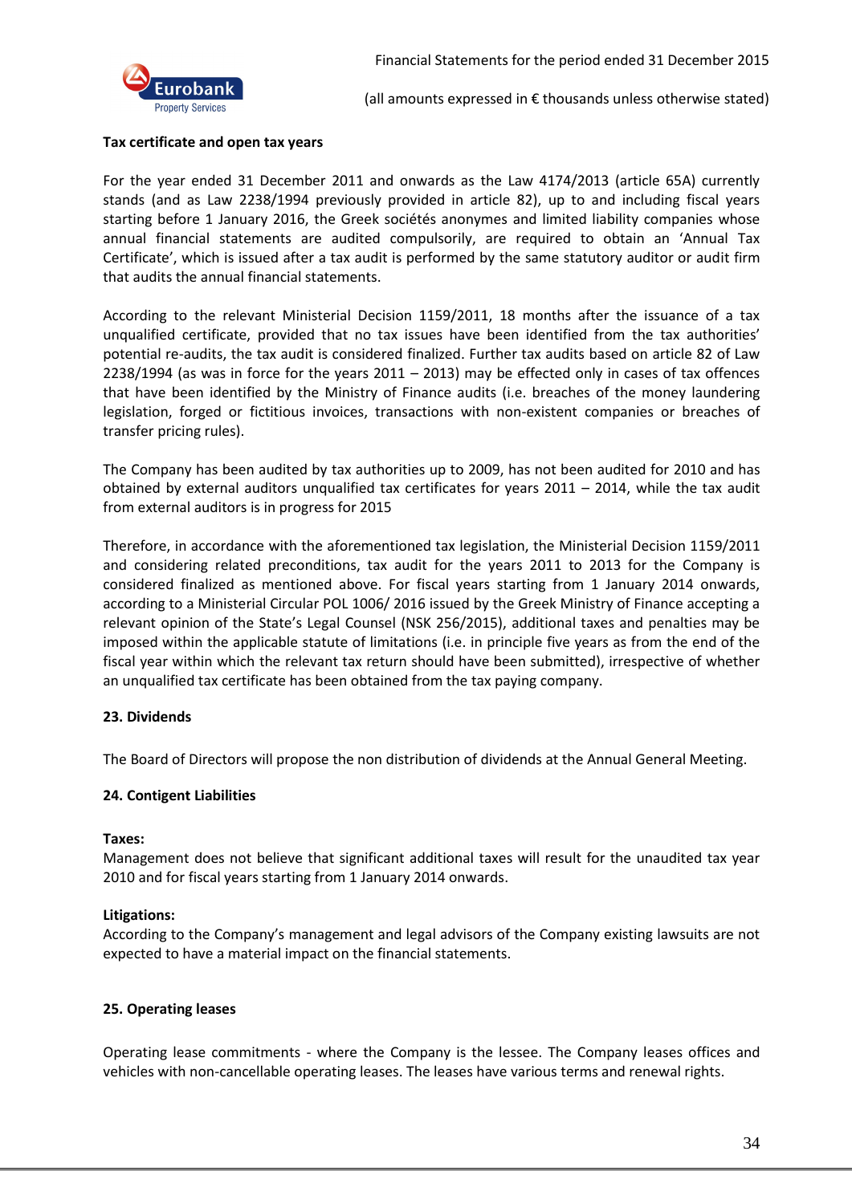**Tax certificate and open tax years**

For the year ended 31 December 2011 and onwards as the Law 4174/2013 (article 65A) currently stands (and as Law 2238/1994 previously provided in article 82), up to and including fiscal years starting before 1 January 2016, the Greek sociétés anonymes and limited liability companies whose annual financial statements are audited compulsorily, are required to obtain an 'Annual Tax Certificate', which is issued after a tax audit is performed by the same statutory auditor or audit firm that audits the annual financial statements.

According to the relevant Ministerial Decision 1159/2011, 18 months after the issuance of a tax unqualified certificate, provided that no tax issues have been identified from the tax authorities' potential re-audits, the tax audit is considered finalized. Further tax audits based on article 82 of Law 2238/1994 (as was in force for the years 2011 – 2013) may be effected only in cases of tax offences that have been identified by the Ministry of Finance audits (i.e. breaches of the money laundering legislation, forged or fictitious invoices, transactions with non-existent companies or breaches of transfer pricing rules).

The Company has been audited by tax authorities up to 2009, has not been audited for 2010 and has obtained by external auditors unqualified tax certificates for years 2011 – 2014, while the tax audit from external auditors is in progress for 2015

Therefore, in accordance with the aforementioned tax legislation, the Ministerial Decision 1159/2011 and considering related preconditions, tax audit for the years 2011 to 2013 for the Company is considered finalized as mentioned above. For fiscal years starting from 1 January 2014 onwards, according to a Ministerial Circular POL 1006/ 2016 issued by the Greek Ministry of Finance accepting a relevant opinion of the State's Legal Counsel (NSK 256/2015), additional taxes and penalties may be imposed within the applicable statute of limitations (i.e. in principle five years as from the end of the fiscal year within which the relevant tax return should have been submitted), irrespective of whether an unqualified tax certificate has been obtained from the tax paying company.

## 23. Dividends

The Board of Directors will propose the non distribution of dividends at the Annual General Meeting.

## 24. Contigent Liabilities

**Taxes:**
Management does not believe that significant additional taxes will result for the unaudited tax year 2010 and for fiscal years starting from 1 January 2014 onwards.

**Litigations:**
According to the Company's management and legal advisors of the Company existing lawsuits are not expected to have a material impact on the financial statements.

## 25. Operating leases

Operating lease commitments - where the Company is the lessee. The Company leases offices and vehicles with non-cancellable operating leases. The leases have various terms and renewal rights.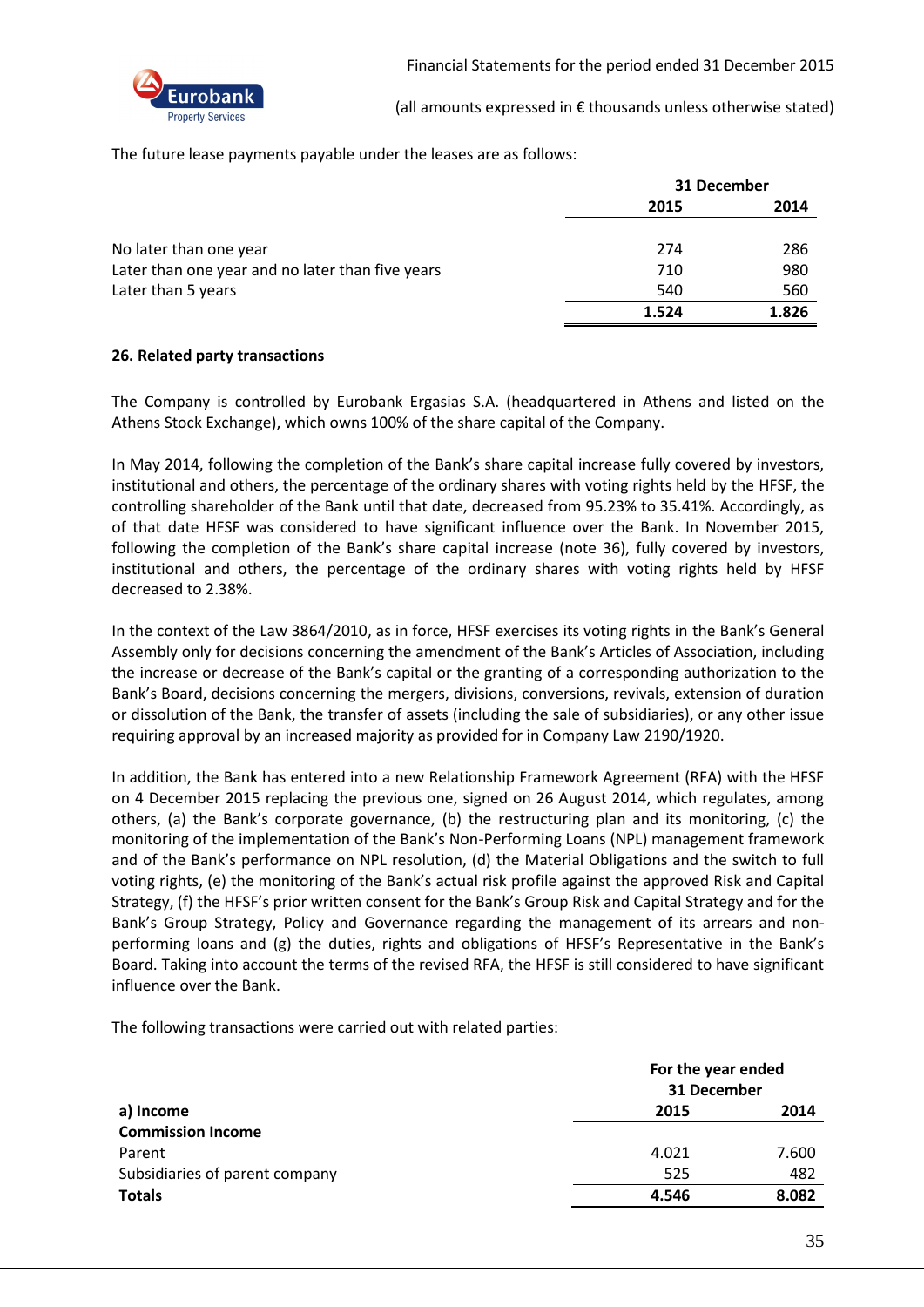The future lease payments payable under the leases are as follows:

| | 31 December | |
|---|---|---|
| | 2015 | 2014 |
| No later than one year | 274 | 286 |
| Later than one year and no later than five years | 710 | 980 |
| Later than 5 years | 540 | 560 |
| | **1.524** | **1.826** |

**26. Related party transactions**

The Company is controlled by Eurobank Ergasias S.A. (headquartered in Athens and listed on the Athens Stock Exchange), which owns 100% of the share capital of the Company.

In May 2014, following the completion of the Bank's share capital increase fully covered by investors, institutional and others, the percentage of the ordinary shares with voting rights held by the HFSF, the controlling shareholder of the Bank until that date, decreased from 95.23% to 35.41%. Accordingly, as of that date HFSF was considered to have significant influence over the Bank. In November 2015, following the completion of the Bank's share capital increase (note 36), fully covered by investors, institutional and others, the percentage of the ordinary shares with voting rights held by HFSF decreased to 2.38%.

In the context of the Law 3864/2010, as in force, HFSF exercises its voting rights in the Bank's General Assembly only for decisions concerning the amendment of the Bank's Articles of Association, including the increase or decrease of the Bank's capital or the granting of a corresponding authorization to the Bank's Board, decisions concerning the mergers, divisions, conversions, revivals, extension of duration or dissolution of the Bank, the transfer of assets (including the sale of subsidiaries), or any other issue requiring approval by an increased majority as provided for in Company Law 2190/1920.

In addition, the Bank has entered into a new Relationship Framework Agreement (RFA) with the HFSF on 4 December 2015 replacing the previous one, signed on 26 August 2014, which regulates, among others, (a) the Bank's corporate governance, (b) the restructuring plan and its monitoring, (c) the monitoring of the implementation of the Bank's Non-Performing Loans (NPL) management framework and of the Bank's performance on NPL resolution, (d) the Material Obligations and the switch to full voting rights, (e) the monitoring of the Bank's actual risk profile against the approved Risk and Capital Strategy, (f) the HFSF's prior written consent for the Bank's Group Risk and Capital Strategy and for the Bank's Group Strategy, Policy and Governance regarding the management of its arrears and non-performing loans and (g) the duties, rights and obligations of HFSF's Representative in the Bank's Board. Taking into account the terms of the revised RFA, the HFSF is still considered to have significant influence over the Bank.

The following transactions were carried out with related parties:

| | For the year ended 31 December | |
|---|---|---|
| **a) Income** | **2015** | **2014** |
| **Commission Income** | | |
| Parent | 4.021 | 7.600 |
| Subsidiaries of parent company | 525 | 482 |
| **Totals** | **4.546** | **8.082** |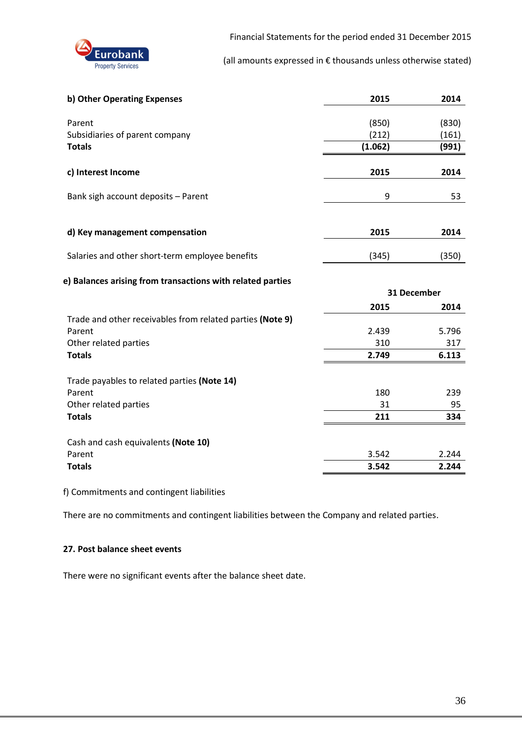**b) Other Operating Expenses**

| | 2015 | 2014 |
|---|---|---|
| Parent | (850) | (830) |
| Subsidiaries of parent company | (212) | (161) |
| **Totals** | **(1.062)** | **(991)** |

**c) Interest Income**

| | 2015 | 2014 |
|---|---|---|
| Bank sigh account deposits – Parent | 9 | 53 |

**d) Key management compensation**

| | 2015 | 2014 |
|---|---|---|
| Salaries and other short-term employee benefits | (345) | (350) |

**e) Balances arising from transactions with related parties**

| | 31 December | |
|---|---|---|
| | 2015 | 2014 |
| Trade and other receivables from related parties **(Note 9)** | | |
| Parent | 2.439 | 5.796 |
| Other related parties | 310 | 317 |
| **Totals** | **2.749** | **6.113** |
| | | |
| Trade payables to related parties **(Note 14)** | | |
| Parent | 180 | 239 |
| Other related parties | 31 | 95 |
| **Totals** | **211** | **334** |
| | | |
| Cash and cash equivalents **(Note 10)** | | |
| Parent | 3.542 | 2.244 |
| **Totals** | **3.542** | **2.244** |

f) Commitments and contingent liabilities

There are no commitments and contingent liabilities between the Company and related parties.

## 27. Post balance sheet events

There were no significant events after the balance sheet date.